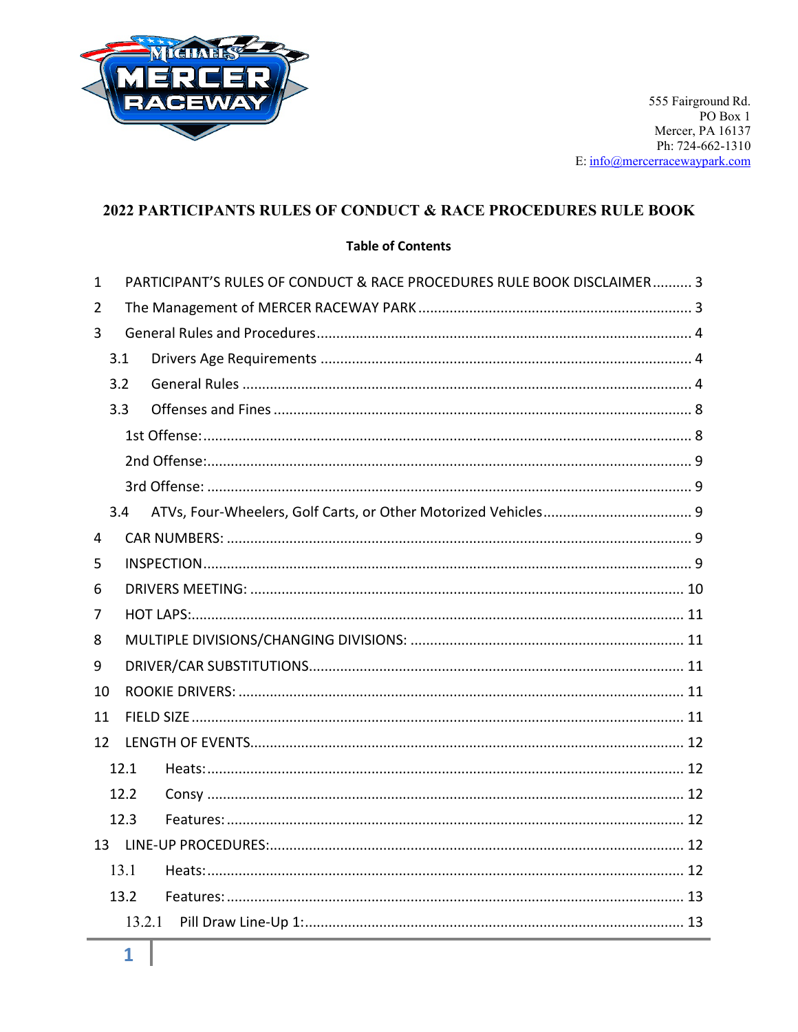555 Fairground Rd.
PO Box 1
Mercer, PA 16137
Ph: 724-662-1310
E: info@mercerracewaypark.com

# 2022 PARTICIPANTS RULES OF CONDUCT & RACE PROCEDURES RULE BOOK

## Table of Contents

1 PARTICIPANT'S RULES OF CONDUCT & RACE PROCEDURES RULE BOOK DISCLAIMER .......... 3
2 The Management of MERCER RACEWAY PARK .......... 3
3 General Rules and Procedures .......... 4
- 3.1 Drivers Age Requirements .......... 4
- 3.2 General Rules .......... 4
- 3.3 Offenses and Fines .......... 8
  - 1st Offense: .......... 8
  - 2nd Offense: .......... 9
  - 3rd Offense: .......... 9
- 3.4 ATVs, Four-Wheelers, Golf Carts, or Other Motorized Vehicles .......... 9

4 CAR NUMBERS: .......... 9
5 INSPECTION .......... 9
6 DRIVERS MEETING: .......... 10
7 HOT LAPS: .......... 11
8 MULTIPLE DIVISIONS/CHANGING DIVISIONS: .......... 11
9 DRIVER/CAR SUBSTITUTIONS .......... 11
10 ROOKIE DRIVERS: .......... 11
11 FIELD SIZE .......... 11
12 LENGTH OF EVENTS .......... 12
- 12.1 Heats: .......... 12
- 12.2 Consy .......... 12
- 12.3 Features: .......... 12

13 LINE-UP PROCEDURES: .......... 12
- 13.1 Heats: .......... 12
- 13.2 Features: .......... 13
  - 13.2.1 Pill Draw Line-Up 1: .......... 13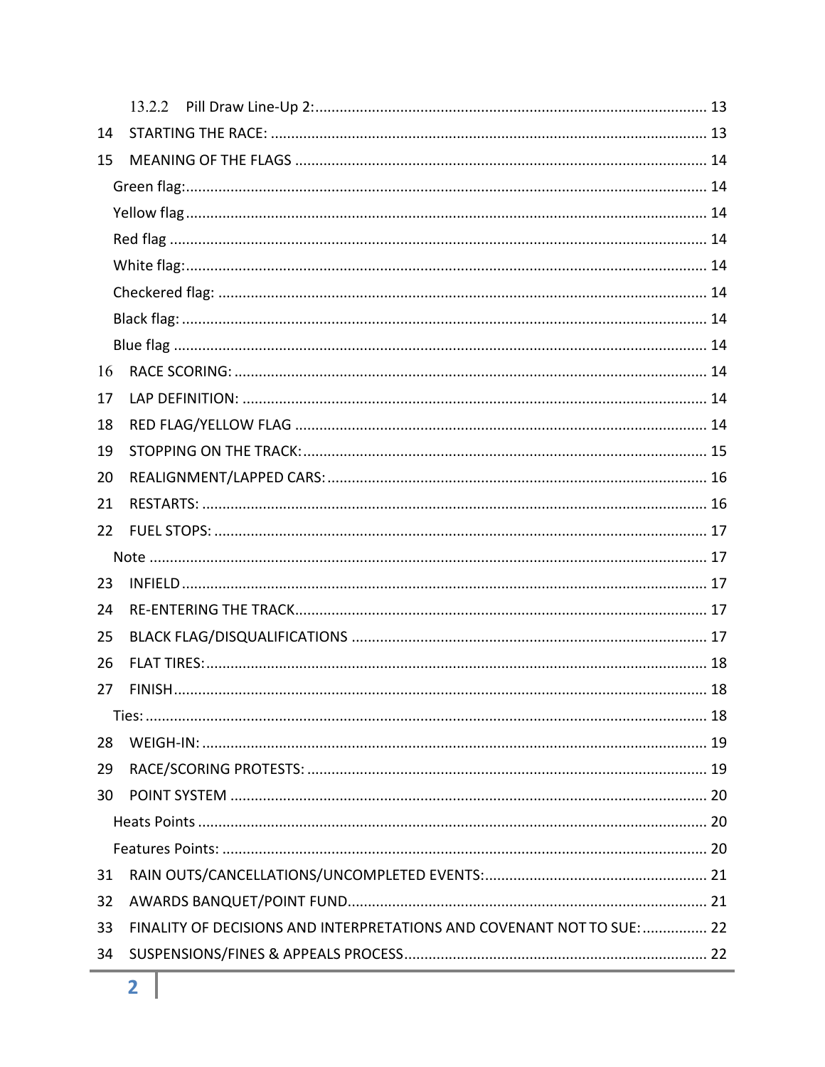13.2.2 Pill Draw Line-Up 2: ................................................................................................ 13

14 STARTING THE RACE: ........................................................................................................... 13

15 MEANING OF THE FLAGS ..................................................................................................... 14

Green flag: ................................................................................................................................ 14

Yellow flag ................................................................................................................................ 14

Red flag .................................................................................................................................... 14

White flag: ................................................................................................................................ 14

Checkered flag: ........................................................................................................................ 14

Black flag: ................................................................................................................................. 14

Blue flag ................................................................................................................................... 14

16 RACE SCORING: .................................................................................................................... 14

17 LAP DEFINITION: .................................................................................................................. 14

18 RED FLAG/YELLOW FLAG ..................................................................................................... 14

19 STOPPING ON THE TRACK: ................................................................................................... 15

20 REALIGNMENT/LAPPED CARS: ............................................................................................. 16

21 RESTARTS: ............................................................................................................................ 16

22 FUEL STOPS: ......................................................................................................................... 17

Note ......................................................................................................................................... 17

23 INFIELD .................................................................................................................................. 17

24 RE-ENTERING THE TRACK ..................................................................................................... 17

25 BLACK FLAG/DISQUALIFICATIONS ....................................................................................... 17

26 FLAT TIRES: ........................................................................................................................... 18

27 FINISH ................................................................................................................................... 18

Ties: .......................................................................................................................................... 18

28 WEIGH-IN: ............................................................................................................................ 19

29 RACE/SCORING PROTESTS: .................................................................................................. 19

30 POINT SYSTEM ..................................................................................................................... 20

Heats Points ............................................................................................................................. 20

Features Points: ........................................................................................................................ 20

31 RAIN OUTS/CANCELLATIONS/UNCOMPLETED EVENTS: ....................................................... 21

32 AWARDS BANQUET/POINT FUND ........................................................................................ 21

33 FINALITY OF DECISIONS AND INTERPRETATIONS AND COVENANT NOT TO SUE: ................. 22

34 SUSPENSIONS/FINES & APPEALS PROCESS .......................................................................... 22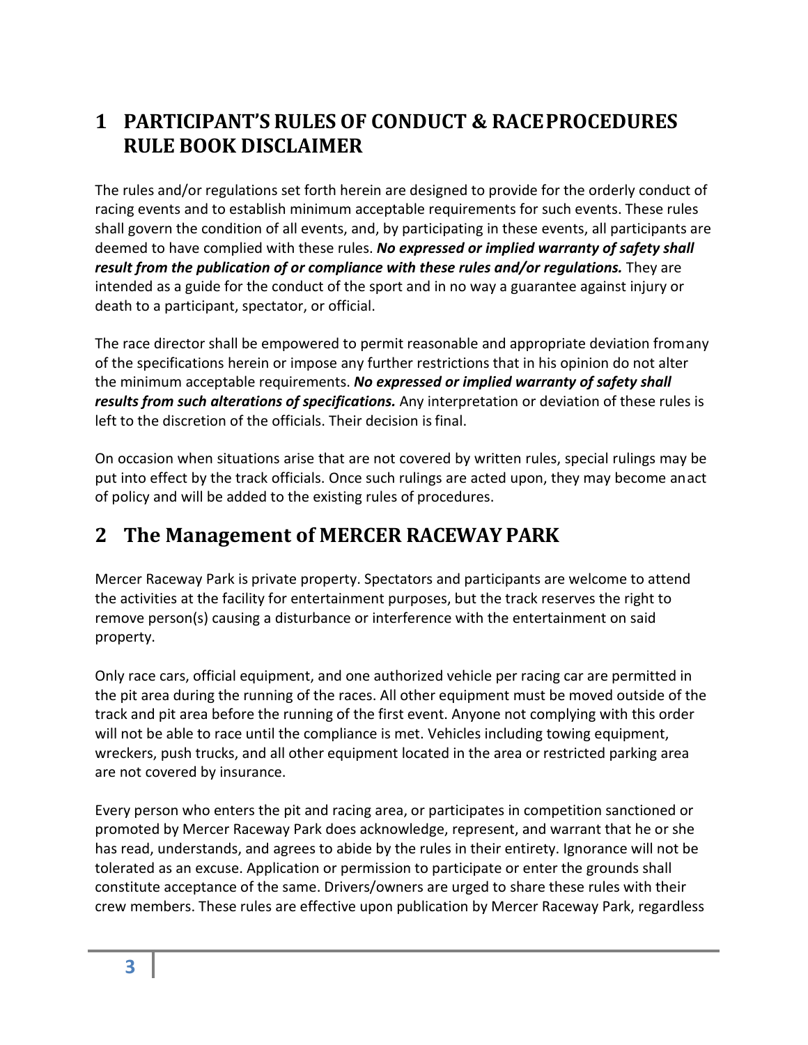# 1 PARTICIPANT'S RULES OF CONDUCT & RACE PROCEDURES RULE BOOK DISCLAIMER

The rules and/or regulations set forth herein are designed to provide for the orderly conduct of racing events and to establish minimum acceptable requirements for such events. These rules shall govern the condition of all events, and, by participating in these events, all participants are deemed to have complied with these rules. ***No expressed or implied warranty of safety shall result from the publication of or compliance with these rules and/or regulations.*** They are intended as a guide for the conduct of the sport and in no way a guarantee against injury or death to a participant, spectator, or official.

The race director shall be empowered to permit reasonable and appropriate deviation from any of the specifications herein or impose any further restrictions that in his opinion do not alter the minimum acceptable requirements. ***No expressed or implied warranty of safety shall results from such alterations of specifications.*** Any interpretation or deviation of these rules is left to the discretion of the officials. Their decision is final.

On occasion when situations arise that are not covered by written rules, special rulings may be put into effect by the track officials. Once such rulings are acted upon, they may become an act of policy and will be added to the existing rules of procedures.

# 2 The Management of MERCER RACEWAY PARK

Mercer Raceway Park is private property. Spectators and participants are welcome to attend the activities at the facility for entertainment purposes, but the track reserves the right to remove person(s) causing a disturbance or interference with the entertainment on said property.

Only race cars, official equipment, and one authorized vehicle per racing car are permitted in the pit area during the running of the races. All other equipment must be moved outside of the track and pit area before the running of the first event. Anyone not complying with this order will not be able to race until the compliance is met. Vehicles including towing equipment, wreckers, push trucks, and all other equipment located in the area or restricted parking area are not covered by insurance.

Every person who enters the pit and racing area, or participates in competition sanctioned or promoted by Mercer Raceway Park does acknowledge, represent, and warrant that he or she has read, understands, and agrees to abide by the rules in their entirety. Ignorance will not be tolerated as an excuse. Application or permission to participate or enter the grounds shall constitute acceptance of the same. Drivers/owners are urged to share these rules with their crew members. These rules are effective upon publication by Mercer Raceway Park, regardless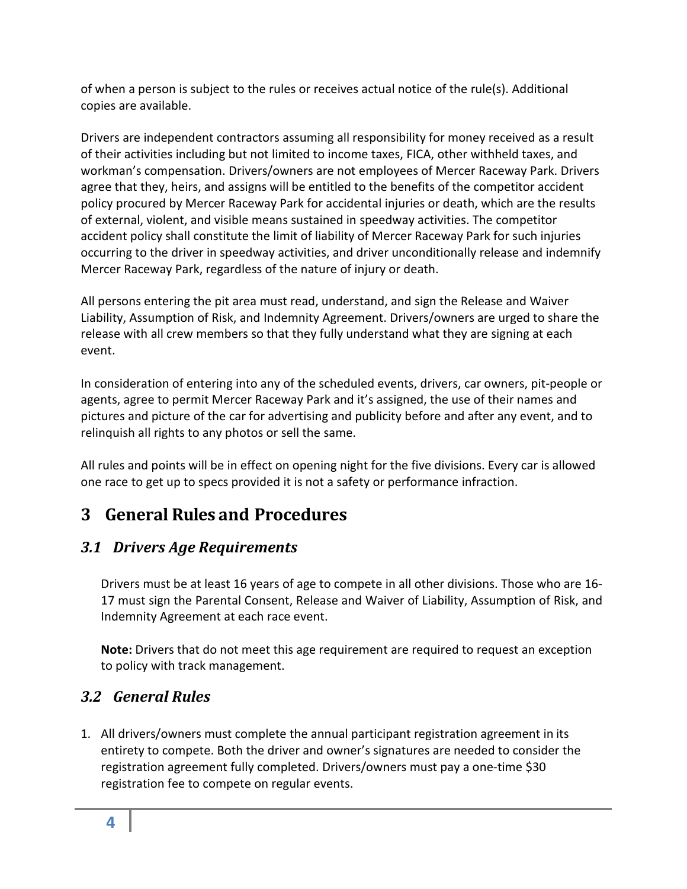of when a person is subject to the rules or receives actual notice of the rule(s). Additional copies are available.

Drivers are independent contractors assuming all responsibility for money received as a result of their activities including but not limited to income taxes, FICA, other withheld taxes, and workman's compensation. Drivers/owners are not employees of Mercer Raceway Park. Drivers agree that they, heirs, and assigns will be entitled to the benefits of the competitor accident policy procured by Mercer Raceway Park for accidental injuries or death, which are the results of external, violent, and visible means sustained in speedway activities. The competitor accident policy shall constitute the limit of liability of Mercer Raceway Park for such injuries occurring to the driver in speedway activities, and driver unconditionally release and indemnify Mercer Raceway Park, regardless of the nature of injury or death.

All persons entering the pit area must read, understand, and sign the Release and Waiver Liability, Assumption of Risk, and Indemnity Agreement. Drivers/owners are urged to share the release with all crew members so that they fully understand what they are signing at each event.

In consideration of entering into any of the scheduled events, drivers, car owners, pit-people or agents, agree to permit Mercer Raceway Park and it's assigned, the use of their names and pictures and picture of the car for advertising and publicity before and after any event, and to relinquish all rights to any photos or sell the same.

All rules and points will be in effect on opening night for the five divisions. Every car is allowed one race to get up to specs provided it is not a safety or performance infraction.

# 3 General Rules and Procedures

## *3.1 Drivers Age Requirements*

Drivers must be at least 16 years of age to compete in all other divisions. Those who are 16-17 must sign the Parental Consent, Release and Waiver of Liability, Assumption of Risk, and Indemnity Agreement at each race event.

**Note:** Drivers that do not meet this age requirement are required to request an exception to policy with track management.

## *3.2 General Rules*

1. All drivers/owners must complete the annual participant registration agreement in its entirety to compete. Both the driver and owner's signatures are needed to consider the registration agreement fully completed. Drivers/owners must pay a one-time $30 registration fee to compete on regular events.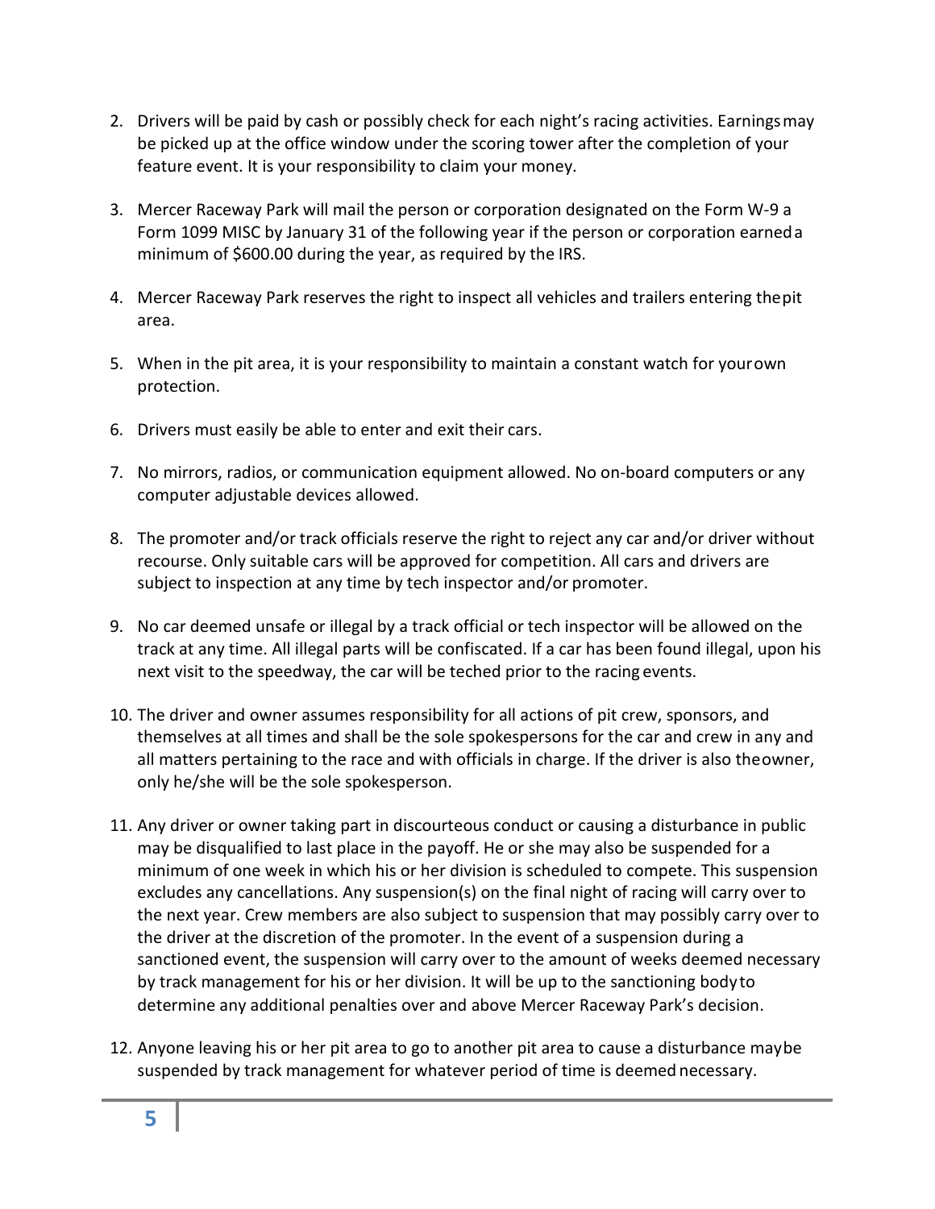2. Drivers will be paid by cash or possibly check for each night's racing activities. Earnings may be picked up at the office window under the scoring tower after the completion of your feature event. It is your responsibility to claim your money.

3. Mercer Raceway Park will mail the person or corporation designated on the Form W-9 a Form 1099 MISC by January 31 of the following year if the person or corporation earned a minimum of $600.00 during the year, as required by the IRS.

4. Mercer Raceway Park reserves the right to inspect all vehicles and trailers entering the pit area.

5. When in the pit area, it is your responsibility to maintain a constant watch for your own protection.

6. Drivers must easily be able to enter and exit their cars.

7. No mirrors, radios, or communication equipment allowed. No on-board computers or any computer adjustable devices allowed.

8. The promoter and/or track officials reserve the right to reject any car and/or driver without recourse. Only suitable cars will be approved for competition. All cars and drivers are subject to inspection at any time by tech inspector and/or promoter.

9. No car deemed unsafe or illegal by a track official or tech inspector will be allowed on the track at any time. All illegal parts will be confiscated. If a car has been found illegal, upon his next visit to the speedway, the car will be teched prior to the racing events.

10. The driver and owner assumes responsibility for all actions of pit crew, sponsors, and themselves at all times and shall be the sole spokespersons for the car and crew in any and all matters pertaining to the race and with officials in charge. If the driver is also the owner, only he/she will be the sole spokesperson.

11. Any driver or owner taking part in discourteous conduct or causing a disturbance in public may be disqualified to last place in the payoff. He or she may also be suspended for a minimum of one week in which his or her division is scheduled to compete. This suspension excludes any cancellations. Any suspension(s) on the final night of racing will carry over to the next year. Crew members are also subject to suspension that may possibly carry over to the driver at the discretion of the promoter. In the event of a suspension during a sanctioned event, the suspension will carry over to the amount of weeks deemed necessary by track management for his or her division. It will be up to the sanctioning body to determine any additional penalties over and above Mercer Raceway Park's decision.

12. Anyone leaving his or her pit area to go to another pit area to cause a disturbance may be suspended by track management for whatever period of time is deemed necessary.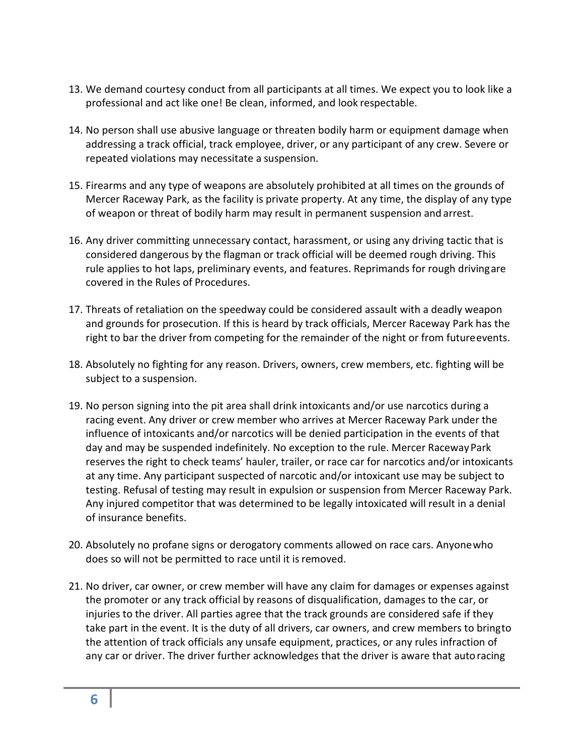13. We demand courtesy conduct from all participants at all times. We expect you to look like a professional and act like one! Be clean, informed, and look respectable.

14. No person shall use abusive language or threaten bodily harm or equipment damage when addressing a track official, track employee, driver, or any participant of any crew. Severe or repeated violations may necessitate a suspension.

15. Firearms and any type of weapons are absolutely prohibited at all times on the grounds of Mercer Raceway Park, as the facility is private property. At any time, the display of any type of weapon or threat of bodily harm may result in permanent suspension and arrest.

16. Any driver committing unnecessary contact, harassment, or using any driving tactic that is considered dangerous by the flagman or track official will be deemed rough driving. This rule applies to hot laps, preliminary events, and features. Reprimands for rough driving are covered in the Rules of Procedures.

17. Threats of retaliation on the speedway could be considered assault with a deadly weapon and grounds for prosecution. If this is heard by track officials, Mercer Raceway Park has the right to bar the driver from competing for the remainder of the night or from future events.

18. Absolutely no fighting for any reason. Drivers, owners, crew members, etc. fighting will be subject to a suspension.

19. No person signing into the pit area shall drink intoxicants and/or use narcotics during a racing event. Any driver or crew member who arrives at Mercer Raceway Park under the influence of intoxicants and/or narcotics will be denied participation in the events of that day and may be suspended indefinitely. No exception to the rule. Mercer Raceway Park reserves the right to check teams' hauler, trailer, or race car for narcotics and/or intoxicants at any time. Any participant suspected of narcotic and/or intoxicant use may be subject to testing. Refusal of testing may result in expulsion or suspension from Mercer Raceway Park. Any injured competitor that was determined to be legally intoxicated will result in a denial of insurance benefits.

20. Absolutely no profane signs or derogatory comments allowed on race cars. Anyone who does so will not be permitted to race until it is removed.

21. No driver, car owner, or crew member will have any claim for damages or expenses against the promoter or any track official by reasons of disqualification, damages to the car, or injuries to the driver. All parties agree that the track grounds are considered safe if they take part in the event. It is the duty of all drivers, car owners, and crew members to bring to the attention of track officials any unsafe equipment, practices, or any rules infraction of any car or driver. The driver further acknowledges that the driver is aware that auto racing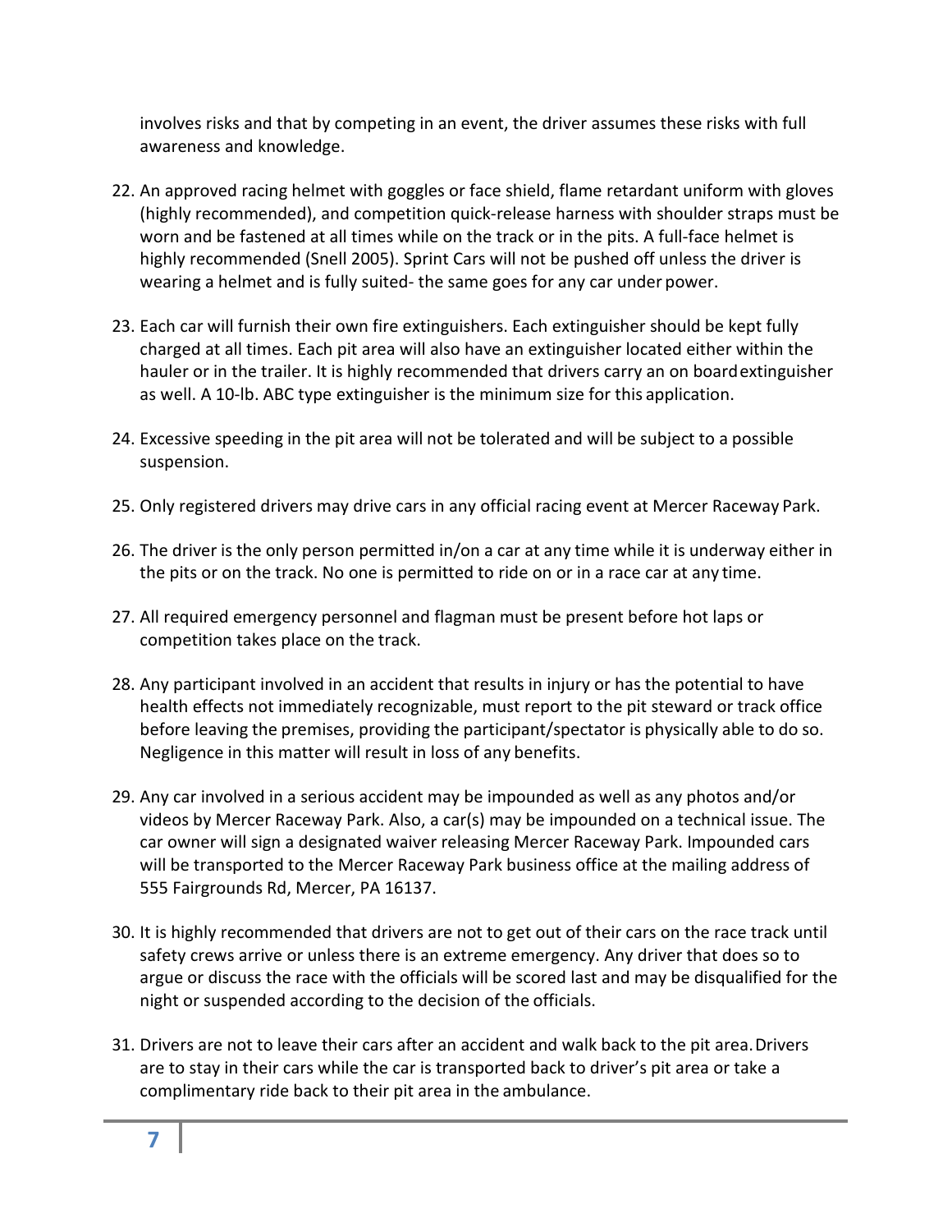involves risks and that by competing in an event, the driver assumes these risks with full awareness and knowledge.

22. An approved racing helmet with goggles or face shield, flame retardant uniform with gloves (highly recommended), and competition quick-release harness with shoulder straps must be worn and be fastened at all times while on the track or in the pits. A full-face helmet is highly recommended (Snell 2005). Sprint Cars will not be pushed off unless the driver is wearing a helmet and is fully suited- the same goes for any car under power.

23. Each car will furnish their own fire extinguishers. Each extinguisher should be kept fully charged at all times. Each pit area will also have an extinguisher located either within the hauler or in the trailer. It is highly recommended that drivers carry an on board extinguisher as well. A 10-lb. ABC type extinguisher is the minimum size for this application.

24. Excessive speeding in the pit area will not be tolerated and will be subject to a possible suspension.

25. Only registered drivers may drive cars in any official racing event at Mercer Raceway Park.

26. The driver is the only person permitted in/on a car at any time while it is underway either in the pits or on the track. No one is permitted to ride on or in a race car at any time.

27. All required emergency personnel and flagman must be present before hot laps or competition takes place on the track.

28. Any participant involved in an accident that results in injury or has the potential to have health effects not immediately recognizable, must report to the pit steward or track office before leaving the premises, providing the participant/spectator is physically able to do so. Negligence in this matter will result in loss of any benefits.

29. Any car involved in a serious accident may be impounded as well as any photos and/or videos by Mercer Raceway Park. Also, a car(s) may be impounded on a technical issue. The car owner will sign a designated waiver releasing Mercer Raceway Park. Impounded cars will be transported to the Mercer Raceway Park business office at the mailing address of 555 Fairgrounds Rd, Mercer, PA 16137.

30. It is highly recommended that drivers are not to get out of their cars on the race track until safety crews arrive or unless there is an extreme emergency. Any driver that does so to argue or discuss the race with the officials will be scored last and may be disqualified for the night or suspended according to the decision of the officials.

31. Drivers are not to leave their cars after an accident and walk back to the pit area. Drivers are to stay in their cars while the car is transported back to driver's pit area or take a complimentary ride back to their pit area in the ambulance.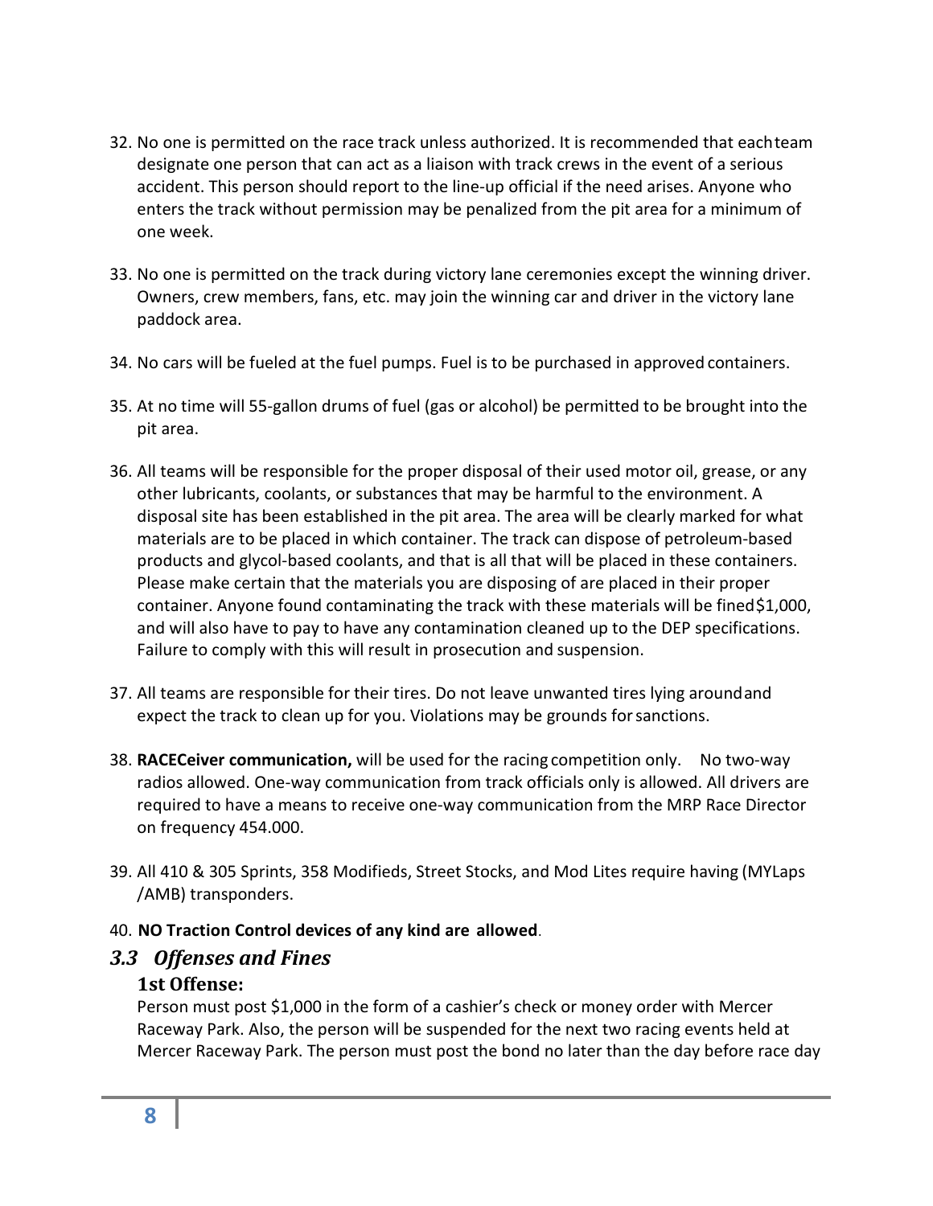32. No one is permitted on the race track unless authorized. It is recommended that each team designate one person that can act as a liaison with track crews in the event of a serious accident. This person should report to the line-up official if the need arises. Anyone who enters the track without permission may be penalized from the pit area for a minimum of one week.

33. No one is permitted on the track during victory lane ceremonies except the winning driver. Owners, crew members, fans, etc. may join the winning car and driver in the victory lane paddock area.

34. No cars will be fueled at the fuel pumps. Fuel is to be purchased in approved containers.

35. At no time will 55-gallon drums of fuel (gas or alcohol) be permitted to be brought into the pit area.

36. All teams will be responsible for the proper disposal of their used motor oil, grease, or any other lubricants, coolants, or substances that may be harmful to the environment. A disposal site has been established in the pit area. The area will be clearly marked for what materials are to be placed in which container. The track can dispose of petroleum-based products and glycol-based coolants, and that is all that will be placed in these containers. Please make certain that the materials you are disposing of are placed in their proper container. Anyone found contaminating the track with these materials will be fined $1,000, and will also have to pay to have any contamination cleaned up to the DEP specifications. Failure to comply with this will result in prosecution and suspension.

37. All teams are responsible for their tires. Do not leave unwanted tires lying around and expect the track to clean up for you. Violations may be grounds for sanctions.

38. **RACEceiver communication,** will be used for the racing competition only. No two-way radios allowed. One-way communication from track officials only is allowed. All drivers are required to have a means to receive one-way communication from the MRP Race Director on frequency 454.000.

39. All 410 & 305 Sprints, 358 Modifieds, Street Stocks, and Mod Lites require having (MYLaps /AMB) transponders.

40. **NO Traction Control devices of any kind are allowed**.

## *3.3 Offenses and Fines*

### 1st Offense:

Person must post $1,000 in the form of a cashier's check or money order with Mercer Raceway Park. Also, the person will be suspended for the next two racing events held at Mercer Raceway Park. The person must post the bond no later than the day before race day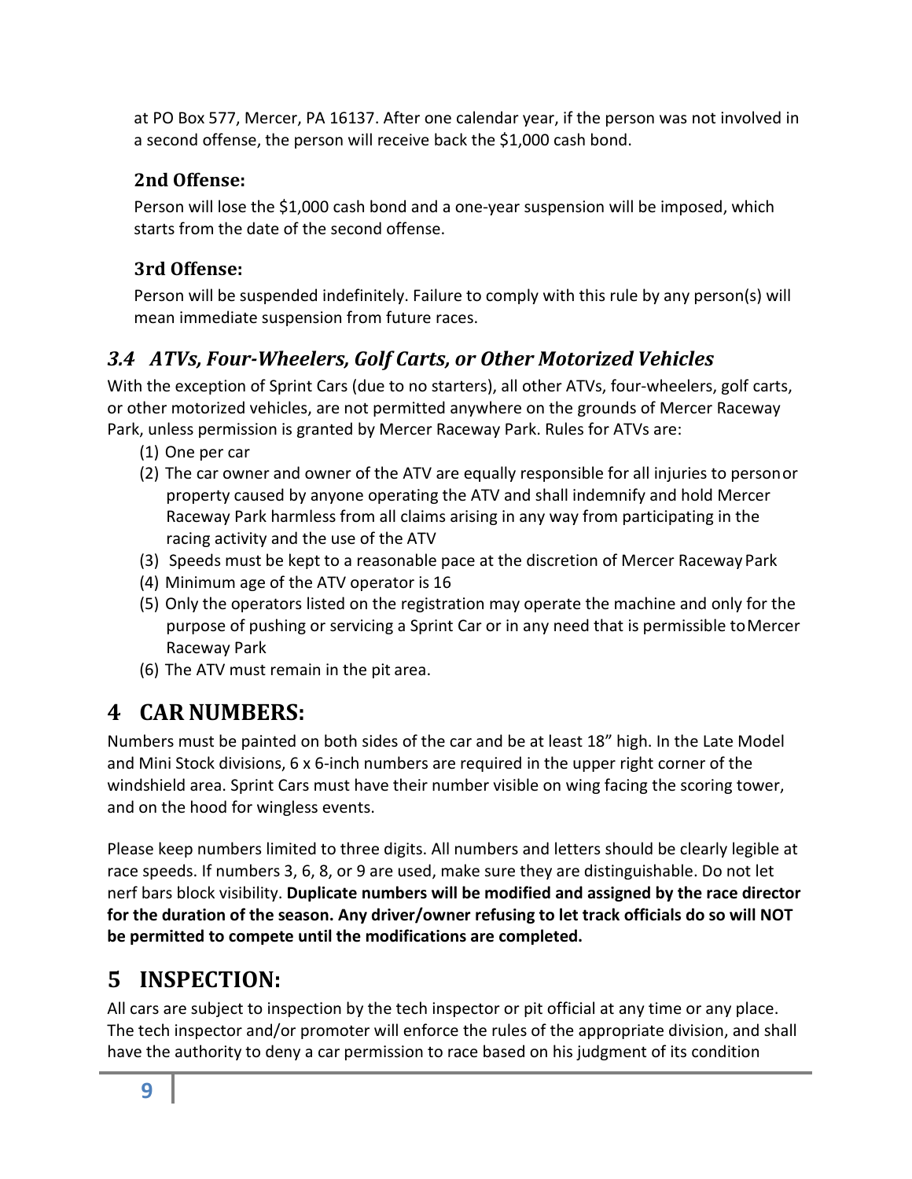at PO Box 577, Mercer, PA 16137. After one calendar year, if the person was not involved in a second offense, the person will receive back the $1,000 cash bond.

### 2nd Offense:

Person will lose the $1,000 cash bond and a one-year suspension will be imposed, which starts from the date of the second offense.

### 3rd Offense:

Person will be suspended indefinitely. Failure to comply with this rule by any person(s) will mean immediate suspension from future races.

## *3.4 ATVs, Four-Wheelers, Golf Carts, or Other Motorized Vehicles*

With the exception of Sprint Cars (due to no starters), all other ATVs, four-wheelers, golf carts, or other motorized vehicles, are not permitted anywhere on the grounds of Mercer Raceway Park, unless permission is granted by Mercer Raceway Park. Rules for ATVs are:

(1) One per car
(2) The car owner and owner of the ATV are equally responsible for all injuries to person or property caused by anyone operating the ATV and shall indemnify and hold Mercer Raceway Park harmless from all claims arising in any way from participating in the racing activity and the use of the ATV
(3) Speeds must be kept to a reasonable pace at the discretion of Mercer Raceway Park
(4) Minimum age of the ATV operator is 16
(5) Only the operators listed on the registration may operate the machine and only for the purpose of pushing or servicing a Sprint Car or in any need that is permissible to Mercer Raceway Park
(6) The ATV must remain in the pit area.

# 4 CAR NUMBERS:

Numbers must be painted on both sides of the car and be at least 18" high. In the Late Model and Mini Stock divisions, 6 x 6-inch numbers are required in the upper right corner of the windshield area. Sprint Cars must have their number visible on wing facing the scoring tower, and on the hood for wingless events.

Please keep numbers limited to three digits. All numbers and letters should be clearly legible at race speeds. If numbers 3, 6, 8, or 9 are used, make sure they are distinguishable. Do not let nerf bars block visibility. **Duplicate numbers will be modified and assigned by the race director for the duration of the season. Any driver/owner refusing to let track officials do so will NOT be permitted to compete until the modifications are completed.**

# 5 INSPECTION:

All cars are subject to inspection by the tech inspector or pit official at any time or any place. The tech inspector and/or promoter will enforce the rules of the appropriate division, and shall have the authority to deny a car permission to race based on his judgment of its condition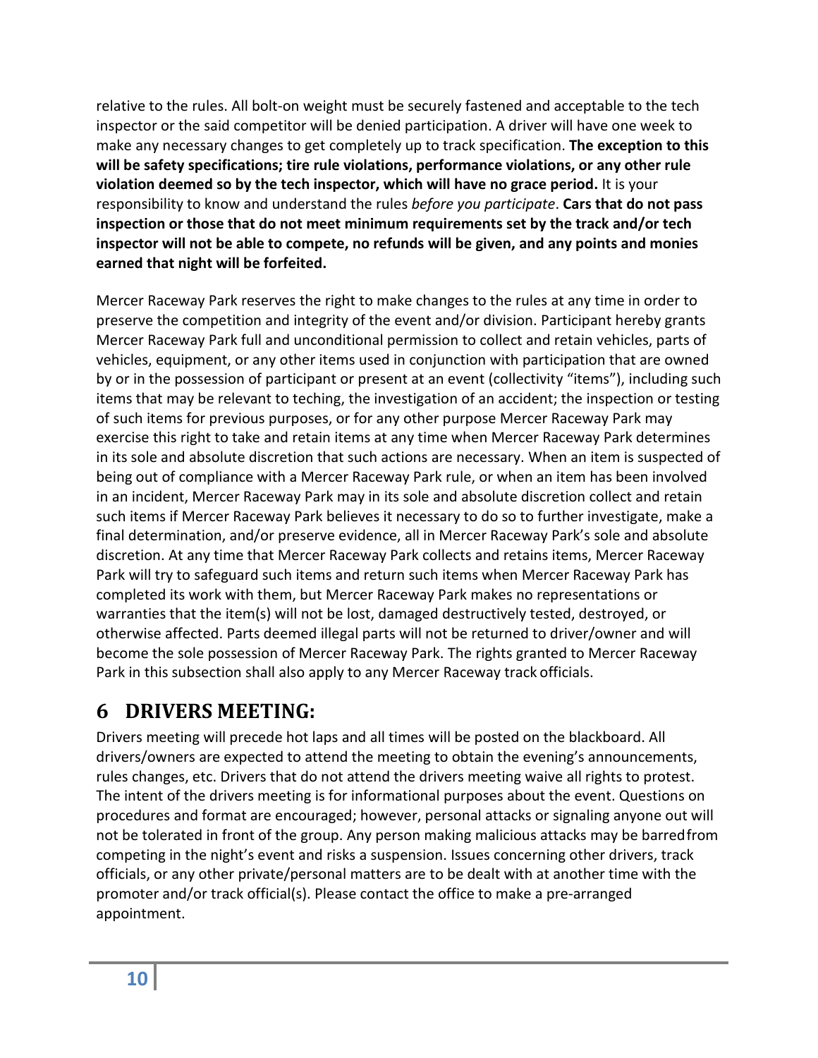relative to the rules. All bolt-on weight must be securely fastened and acceptable to the tech inspector or the said competitor will be denied participation. A driver will have one week to make any necessary changes to get completely up to track specification. **The exception to this will be safety specifications; tire rule violations, performance violations, or any other rule violation deemed so by the tech inspector, which will have no grace period.** It is your responsibility to know and understand the rules *before you participate*. **Cars that do not pass inspection or those that do not meet minimum requirements set by the track and/or tech inspector will not be able to compete, no refunds will be given, and any points and monies earned that night will be forfeited.**

Mercer Raceway Park reserves the right to make changes to the rules at any time in order to preserve the competition and integrity of the event and/or division. Participant hereby grants Mercer Raceway Park full and unconditional permission to collect and retain vehicles, parts of vehicles, equipment, or any other items used in conjunction with participation that are owned by or in the possession of participant or present at an event (collectivity "items"), including such items that may be relevant to teching, the investigation of an accident; the inspection or testing of such items for previous purposes, or for any other purpose Mercer Raceway Park may exercise this right to take and retain items at any time when Mercer Raceway Park determines in its sole and absolute discretion that such actions are necessary. When an item is suspected of being out of compliance with a Mercer Raceway Park rule, or when an item has been involved in an incident, Mercer Raceway Park may in its sole and absolute discretion collect and retain such items if Mercer Raceway Park believes it necessary to do so to further investigate, make a final determination, and/or preserve evidence, all in Mercer Raceway Park's sole and absolute discretion. At any time that Mercer Raceway Park collects and retains items, Mercer Raceway Park will try to safeguard such items and return such items when Mercer Raceway Park has completed its work with them, but Mercer Raceway Park makes no representations or warranties that the item(s) will not be lost, damaged destructively tested, destroyed, or otherwise affected. Parts deemed illegal parts will not be returned to driver/owner and will become the sole possession of Mercer Raceway Park. The rights granted to Mercer Raceway Park in this subsection shall also apply to any Mercer Raceway track officials.

# 6 DRIVERS MEETING:

Drivers meeting will precede hot laps and all times will be posted on the blackboard. All drivers/owners are expected to attend the meeting to obtain the evening's announcements, rules changes, etc. Drivers that do not attend the drivers meeting waive all rights to protest. The intent of the drivers meeting is for informational purposes about the event. Questions on procedures and format are encouraged; however, personal attacks or signaling anyone out will not be tolerated in front of the group. Any person making malicious attacks may be barred from competing in the night's event and risks a suspension. Issues concerning other drivers, track officials, or any other private/personal matters are to be dealt with at another time with the promoter and/or track official(s). Please contact the office to make a pre-arranged appointment.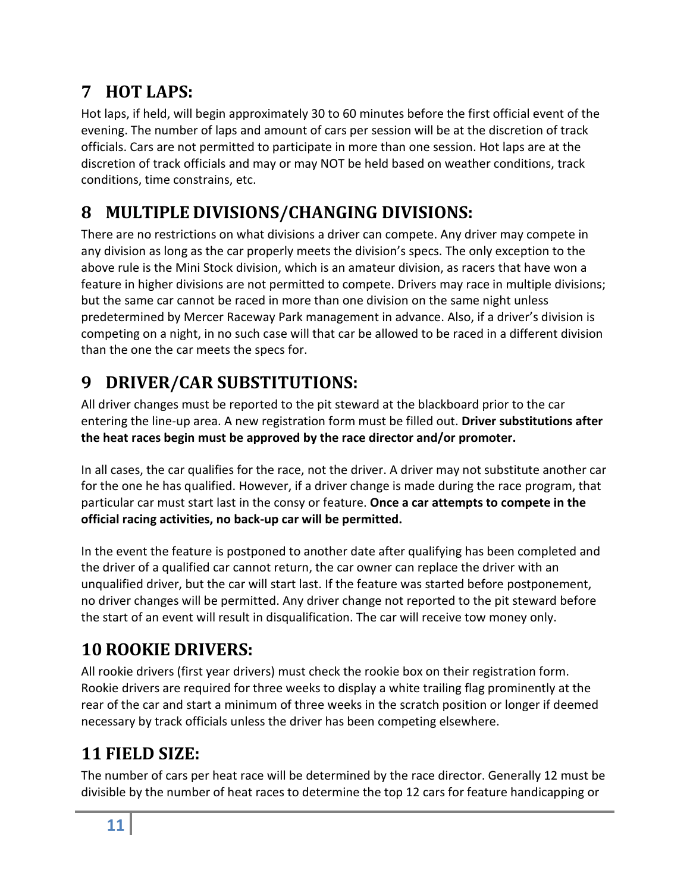## 7 HOT LAPS:

Hot laps, if held, will begin approximately 30 to 60 minutes before the first official event of the evening. The number of laps and amount of cars per session will be at the discretion of track officials. Cars are not permitted to participate in more than one session. Hot laps are at the discretion of track officials and may or may NOT be held based on weather conditions, track conditions, time constrains, etc.

## 8 MULTIPLE DIVISIONS/CHANGING DIVISIONS:

There are no restrictions on what divisions a driver can compete. Any driver may compete in any division as long as the car properly meets the division's specs. The only exception to the above rule is the Mini Stock division, which is an amateur division, as racers that have won a feature in higher divisions are not permitted to compete. Drivers may race in multiple divisions; but the same car cannot be raced in more than one division on the same night unless predetermined by Mercer Raceway Park management in advance. Also, if a driver's division is competing on a night, in no such case will that car be allowed to be raced in a different division than the one the car meets the specs for.

## 9 DRIVER/CAR SUBSTITUTIONS:

All driver changes must be reported to the pit steward at the blackboard prior to the car entering the line-up area. A new registration form must be filled out. **Driver substitutions after the heat races begin must be approved by the race director and/or promoter.**

In all cases, the car qualifies for the race, not the driver. A driver may not substitute another car for the one he has qualified. However, if a driver change is made during the race program, that particular car must start last in the consy or feature. **Once a car attempts to compete in the official racing activities, no back-up car will be permitted.**

In the event the feature is postponed to another date after qualifying has been completed and the driver of a qualified car cannot return, the car owner can replace the driver with an unqualified driver, but the car will start last. If the feature was started before postponement, no driver changes will be permitted. Any driver change not reported to the pit steward before the start of an event will result in disqualification. The car will receive tow money only.

## 10 ROOKIE DRIVERS:

All rookie drivers (first year drivers) must check the rookie box on their registration form. Rookie drivers are required for three weeks to display a white trailing flag prominently at the rear of the car and start a minimum of three weeks in the scratch position or longer if deemed necessary by track officials unless the driver has been competing elsewhere.

## 11 FIELD SIZE:

The number of cars per heat race will be determined by the race director. Generally 12 must be divisible by the number of heat races to determine the top 12 cars for feature handicapping or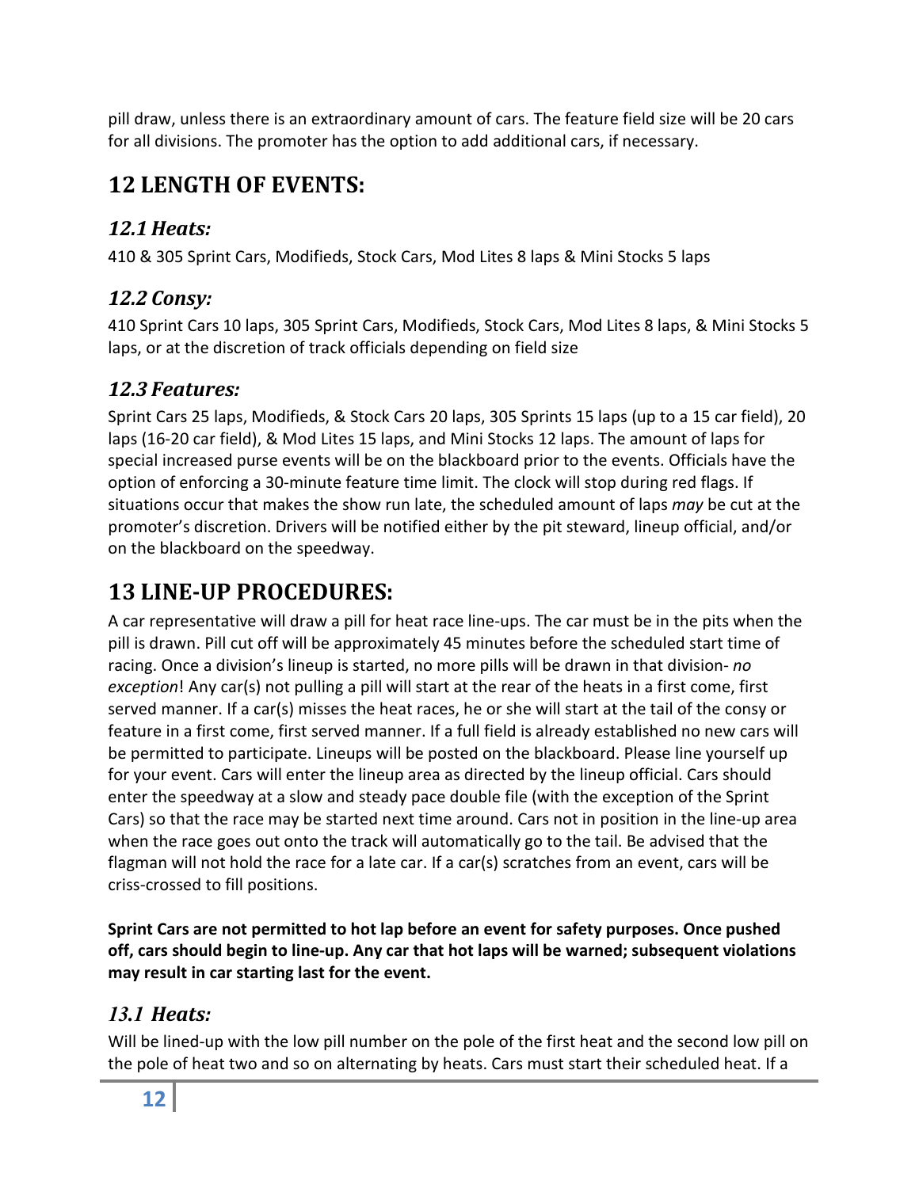pill draw, unless there is an extraordinary amount of cars. The feature field size will be 20 cars for all divisions. The promoter has the option to add additional cars, if necessary.

# 12 LENGTH OF EVENTS:

## *12.1 Heats:*

410 & 305 Sprint Cars, Modifieds, Stock Cars, Mod Lites 8 laps & Mini Stocks 5 laps

## *12.2 Consy:*

410 Sprint Cars 10 laps, 305 Sprint Cars, Modifieds, Stock Cars, Mod Lites 8 laps, & Mini Stocks 5 laps, or at the discretion of track officials depending on field size

## *12.3 Features:*

Sprint Cars 25 laps, Modifieds, & Stock Cars 20 laps, 305 Sprints 15 laps (up to a 15 car field), 20 laps (16-20 car field), & Mod Lites 15 laps, and Mini Stocks 12 laps. The amount of laps for special increased purse events will be on the blackboard prior to the events. Officials have the option of enforcing a 30-minute feature time limit. The clock will stop during red flags. If situations occur that makes the show run late, the scheduled amount of laps *may* be cut at the promoter's discretion. Drivers will be notified either by the pit steward, lineup official, and/or on the blackboard on the speedway.

# 13 LINE-UP PROCEDURES:

A car representative will draw a pill for heat race line-ups. The car must be in the pits when the pill is drawn. Pill cut off will be approximately 45 minutes before the scheduled start time of racing. Once a division's lineup is started, no more pills will be drawn in that division- *no exception*! Any car(s) not pulling a pill will start at the rear of the heats in a first come, first served manner. If a car(s) misses the heat races, he or she will start at the tail of the consy or feature in a first come, first served manner. If a full field is already established no new cars will be permitted to participate. Lineups will be posted on the blackboard. Please line yourself up for your event. Cars will enter the lineup area as directed by the lineup official. Cars should enter the speedway at a slow and steady pace double file (with the exception of the Sprint Cars) so that the race may be started next time around. Cars not in position in the line-up area when the race goes out onto the track will automatically go to the tail. Be advised that the flagman will not hold the race for a late car. If a car(s) scratches from an event, cars will be criss-crossed to fill positions.

**Sprint Cars are not permitted to hot lap before an event for safety purposes. Once pushed off, cars should begin to line-up. Any car that hot laps will be warned; subsequent violations may result in car starting last for the event.**

## *13.1 Heats:*

Will be lined-up with the low pill number on the pole of the first heat and the second low pill on the pole of heat two and so on alternating by heats. Cars must start their scheduled heat. If a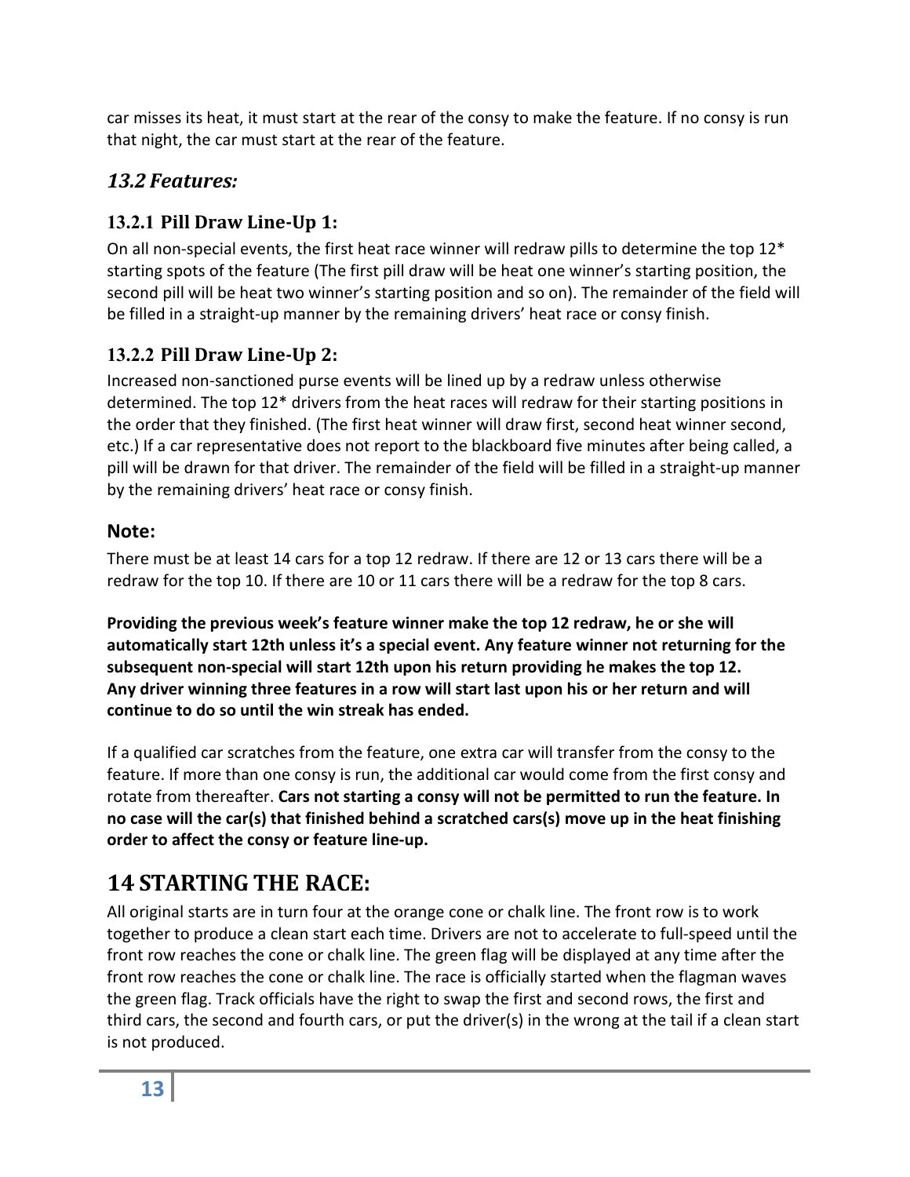car misses its heat, it must start at the rear of the consy to make the feature. If no consy is run that night, the car must start at the rear of the feature.

## *13.2 Features:*

### 13.2.1 Pill Draw Line-Up 1:

On all non-special events, the first heat race winner will redraw pills to determine the top 12* starting spots of the feature (The first pill draw will be heat one winner's starting position, the second pill will be heat two winner's starting position and so on). The remainder of the field will be filled in a straight-up manner by the remaining drivers' heat race or consy finish.

### 13.2.2 Pill Draw Line-Up 2:

Increased non-sanctioned purse events will be lined up by a redraw unless otherwise determined. The top 12* drivers from the heat races will redraw for their starting positions in the order that they finished. (The first heat winner will draw first, second heat winner second, etc.) If a car representative does not report to the blackboard five minutes after being called, a pill will be drawn for that driver. The remainder of the field will be filled in a straight-up manner by the remaining drivers' heat race or consy finish.

**Note:**

There must be at least 14 cars for a top 12 redraw. If there are 12 or 13 cars there will be a redraw for the top 10. If there are 10 or 11 cars there will be a redraw for the top 8 cars.

**Providing the previous week's feature winner make the top 12 redraw, he or she will automatically start 12th unless it's a special event. Any feature winner not returning for the subsequent non-special will start 12th upon his return providing he makes the top 12. Any driver winning three features in a row will start last upon his or her return and will continue to do so until the win streak has ended.**

If a qualified car scratches from the feature, one extra car will transfer from the consy to the feature. If more than one consy is run, the additional car would come from the first consy and rotate from thereafter. **Cars not starting a consy will not be permitted to run the feature. In no case will the car(s) that finished behind a scratched cars(s) move up in the heat finishing order to affect the consy or feature line-up.**

# 14 STARTING THE RACE:

All original starts are in turn four at the orange cone or chalk line. The front row is to work together to produce a clean start each time. Drivers are not to accelerate to full-speed until the front row reaches the cone or chalk line. The green flag will be displayed at any time after the front row reaches the cone or chalk line. The race is officially started when the flagman waves the green flag. Track officials have the right to swap the first and second rows, the first and third cars, the second and fourth cars, or put the driver(s) in the wrong at the tail if a clean start is not produced.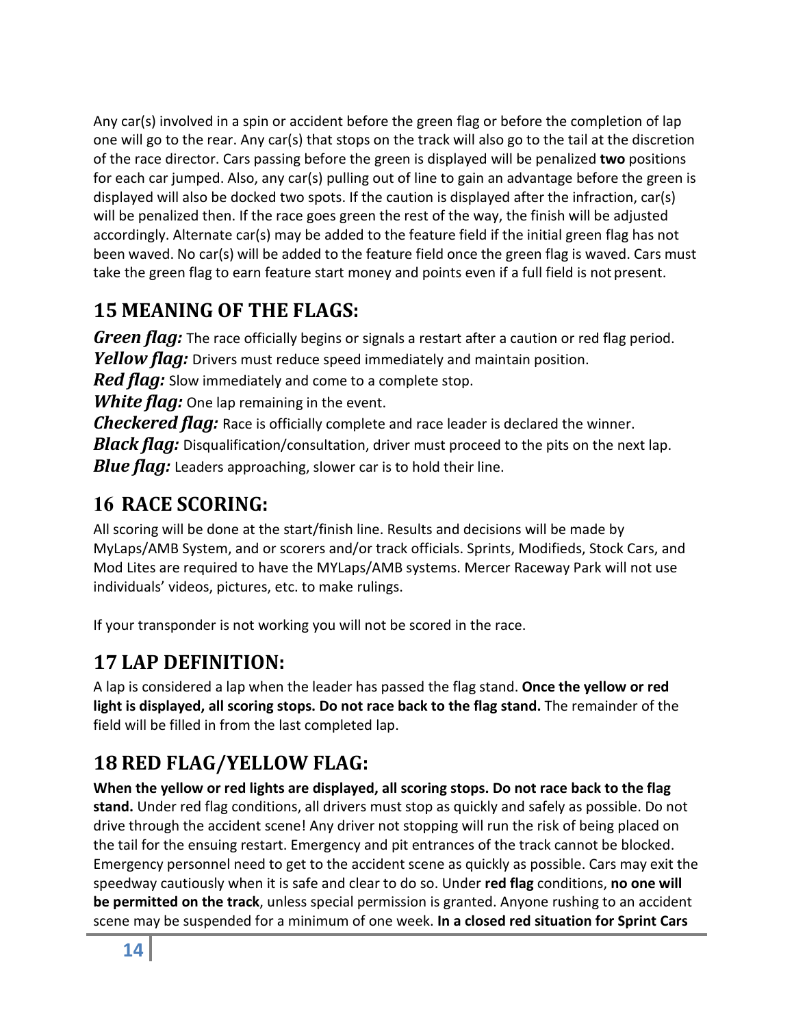Any car(s) involved in a spin or accident before the green flag or before the completion of lap one will go to the rear. Any car(s) that stops on the track will also go to the tail at the discretion of the race director. Cars passing before the green is displayed will be penalized **two** positions for each car jumped. Also, any car(s) pulling out of line to gain an advantage before the green is displayed will also be docked two spots. If the caution is displayed after the infraction, car(s) will be penalized then. If the race goes green the rest of the way, the finish will be adjusted accordingly. Alternate car(s) may be added to the feature field if the initial green flag has not been waved. No car(s) will be added to the feature field once the green flag is waved. Cars must take the green flag to earn feature start money and points even if a full field is not present.

## 15 MEANING OF THE FLAGS:

***Green flag:*** The race officially begins or signals a restart after a caution or red flag period.
***Yellow flag:*** Drivers must reduce speed immediately and maintain position.
***Red flag:*** Slow immediately and come to a complete stop.
***White flag:*** One lap remaining in the event.
***Checkered flag:*** Race is officially complete and race leader is declared the winner.
***Black flag:*** Disqualification/consultation, driver must proceed to the pits on the next lap.
***Blue flag:*** Leaders approaching, slower car is to hold their line.

## 16 RACE SCORING:

All scoring will be done at the start/finish line. Results and decisions will be made by MyLaps/AMB System, and or scorers and/or track officials. Sprints, Modifieds, Stock Cars, and Mod Lites are required to have the MYLaps/AMB systems. Mercer Raceway Park will not use individuals' videos, pictures, etc. to make rulings.

If your transponder is not working you will not be scored in the race.

## 17 LAP DEFINITION:

A lap is considered a lap when the leader has passed the flag stand. **Once the yellow or red light is displayed, all scoring stops. Do not race back to the flag stand.** The remainder of the field will be filled in from the last completed lap.

## 18 RED FLAG/YELLOW FLAG:

**When the yellow or red lights are displayed, all scoring stops. Do not race back to the flag stand.** Under red flag conditions, all drivers must stop as quickly and safely as possible. Do not drive through the accident scene! Any driver not stopping will run the risk of being placed on the tail for the ensuing restart. Emergency and pit entrances of the track cannot be blocked. Emergency personnel need to get to the accident scene as quickly as possible. Cars may exit the speedway cautiously when it is safe and clear to do so. Under **red flag** conditions, **no one will be permitted on the track**, unless special permission is granted. Anyone rushing to an accident scene may be suspended for a minimum of one week. **In a closed red situation for Sprint Cars**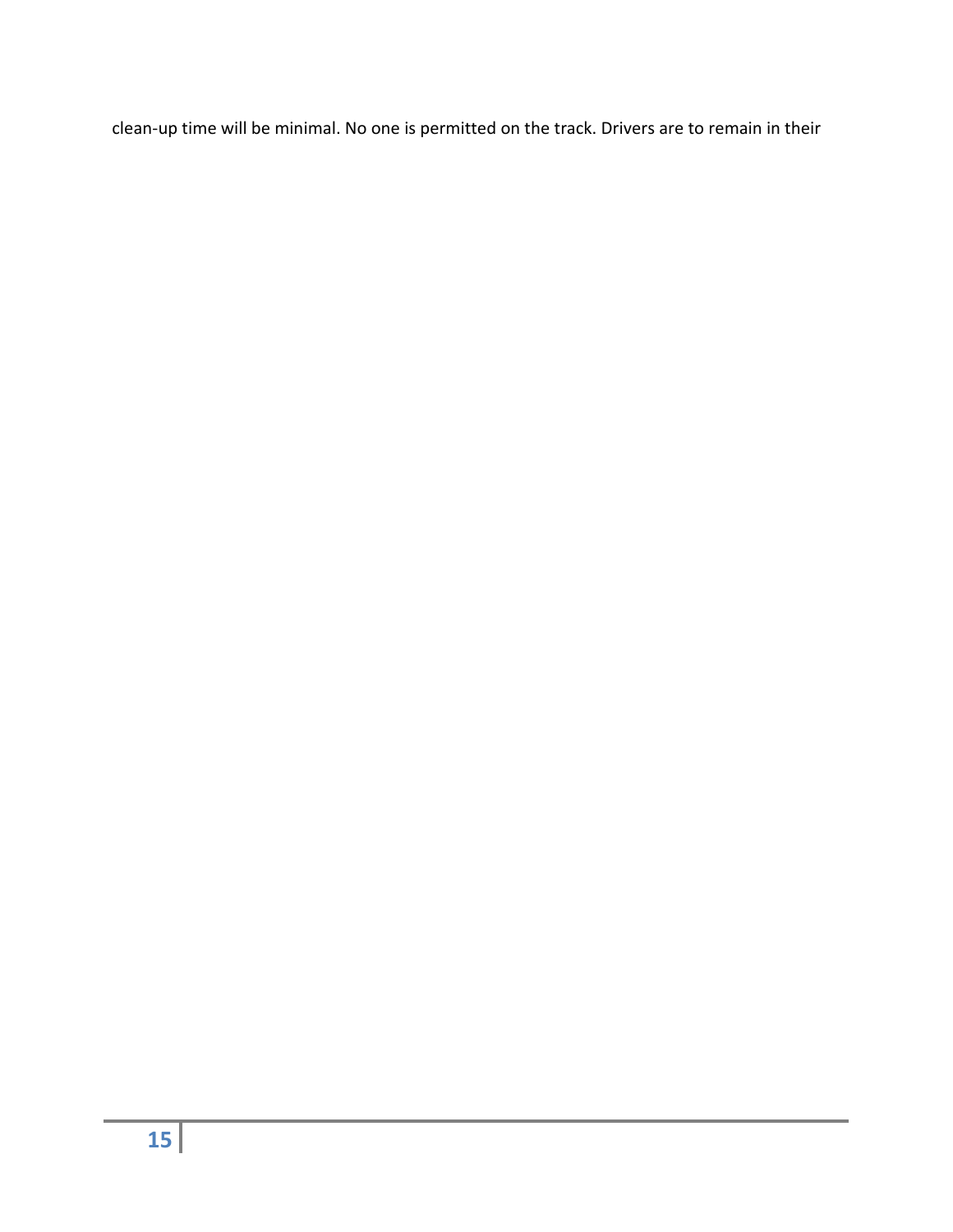clean-up time will be minimal. No one is permitted on the track. Drivers are to remain in their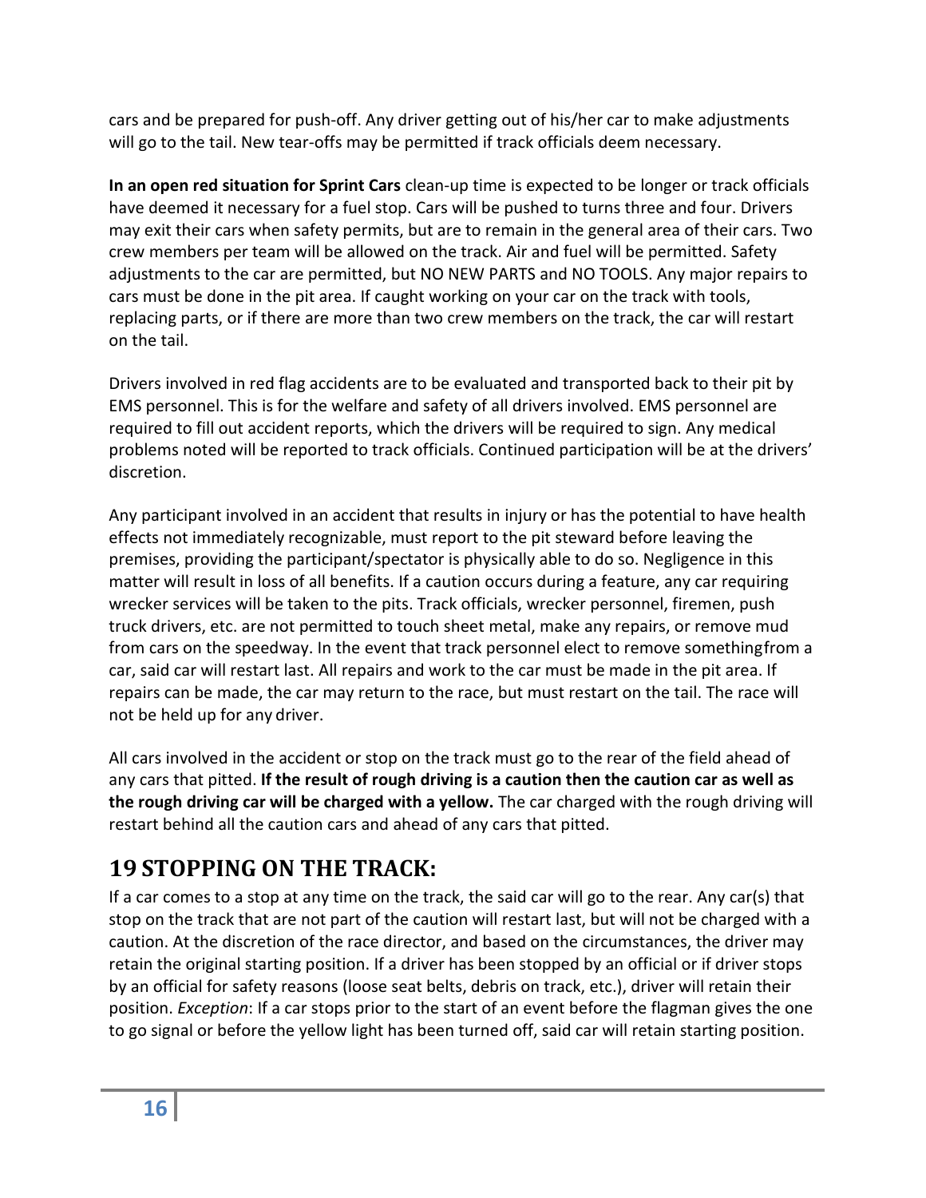cars and be prepared for push-off. Any driver getting out of his/her car to make adjustments will go to the tail. New tear-offs may be permitted if track officials deem necessary.

**In an open red situation for Sprint Cars** clean-up time is expected to be longer or track officials have deemed it necessary for a fuel stop. Cars will be pushed to turns three and four. Drivers may exit their cars when safety permits, but are to remain in the general area of their cars. Two crew members per team will be allowed on the track. Air and fuel will be permitted. Safety adjustments to the car are permitted, but NO NEW PARTS and NO TOOLS. Any major repairs to cars must be done in the pit area. If caught working on your car on the track with tools, replacing parts, or if there are more than two crew members on the track, the car will restart on the tail.

Drivers involved in red flag accidents are to be evaluated and transported back to their pit by EMS personnel. This is for the welfare and safety of all drivers involved. EMS personnel are required to fill out accident reports, which the drivers will be required to sign. Any medical problems noted will be reported to track officials. Continued participation will be at the drivers' discretion.

Any participant involved in an accident that results in injury or has the potential to have health effects not immediately recognizable, must report to the pit steward before leaving the premises, providing the participant/spectator is physically able to do so. Negligence in this matter will result in loss of all benefits. If a caution occurs during a feature, any car requiring wrecker services will be taken to the pits. Track officials, wrecker personnel, firemen, push truck drivers, etc. are not permitted to touch sheet metal, make any repairs, or remove mud from cars on the speedway. In the event that track personnel elect to remove somethingfrom a car, said car will restart last. All repairs and work to the car must be made in the pit area. If repairs can be made, the car may return to the race, but must restart on the tail. The race will not be held up for any driver.

All cars involved in the accident or stop on the track must go to the rear of the field ahead of any cars that pitted. **If the result of rough driving is a caution then the caution car as well as the rough driving car will be charged with a yellow.** The car charged with the rough driving will restart behind all the caution cars and ahead of any cars that pitted.

## 19 STOPPING ON THE TRACK:

If a car comes to a stop at any time on the track, the said car will go to the rear. Any car(s) that stop on the track that are not part of the caution will restart last, but will not be charged with a caution. At the discretion of the race director, and based on the circumstances, the driver may retain the original starting position. If a driver has been stopped by an official or if driver stops by an official for safety reasons (loose seat belts, debris on track, etc.), driver will retain their position. *Exception*: If a car stops prior to the start of an event before the flagman gives the one to go signal or before the yellow light has been turned off, said car will retain starting position.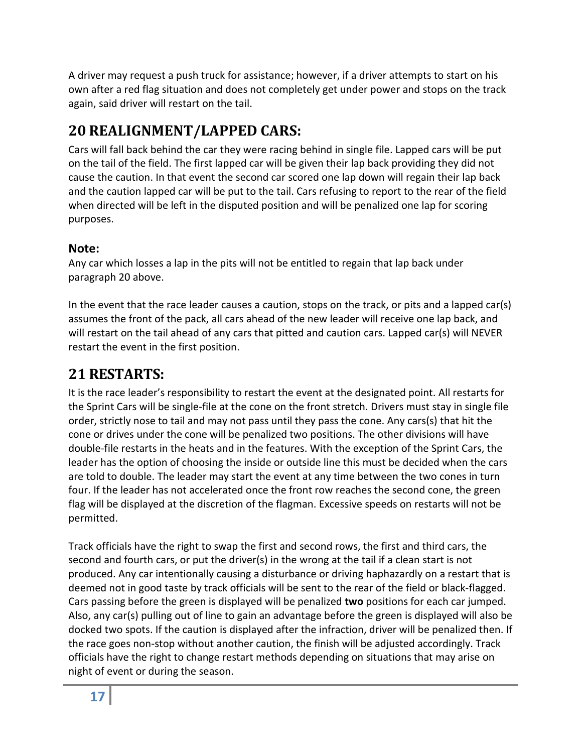A driver may request a push truck for assistance; however, if a driver attempts to start on his own after a red flag situation and does not completely get under power and stops on the track again, said driver will restart on the tail.

# 20 REALIGNMENT/LAPPED CARS:

Cars will fall back behind the car they were racing behind in single file. Lapped cars will be put on the tail of the field. The first lapped car will be given their lap back providing they did not cause the caution. In that event the second car scored one lap down will regain their lap back and the caution lapped car will be put to the tail. Cars refusing to report to the rear of the field when directed will be left in the disputed position and will be penalized one lap for scoring purposes.

### Note:

Any car which losses a lap in the pits will not be entitled to regain that lap back under paragraph 20 above.

In the event that the race leader causes a caution, stops on the track, or pits and a lapped car(s) assumes the front of the pack, all cars ahead of the new leader will receive one lap back, and will restart on the tail ahead of any cars that pitted and caution cars. Lapped car(s) will NEVER restart the event in the first position.

# 21 RESTARTS:

It is the race leader's responsibility to restart the event at the designated point. All restarts for the Sprint Cars will be single-file at the cone on the front stretch. Drivers must stay in single file order, strictly nose to tail and may not pass until they pass the cone. Any cars(s) that hit the cone or drives under the cone will be penalized two positions. The other divisions will have double-file restarts in the heats and in the features. With the exception of the Sprint Cars, the leader has the option of choosing the inside or outside line this must be decided when the cars are told to double. The leader may start the event at any time between the two cones in turn four. If the leader has not accelerated once the front row reaches the second cone, the green flag will be displayed at the discretion of the flagman. Excessive speeds on restarts will not be permitted.

Track officials have the right to swap the first and second rows, the first and third cars, the second and fourth cars, or put the driver(s) in the wrong at the tail if a clean start is not produced. Any car intentionally causing a disturbance or driving haphazardly on a restart that is deemed not in good taste by track officials will be sent to the rear of the field or black-flagged. Cars passing before the green is displayed will be penalized **two** positions for each car jumped. Also, any car(s) pulling out of line to gain an advantage before the green is displayed will also be docked two spots. If the caution is displayed after the infraction, driver will be penalized then. If the race goes non-stop without another caution, the finish will be adjusted accordingly. Track officials have the right to change restart methods depending on situations that may arise on night of event or during the season.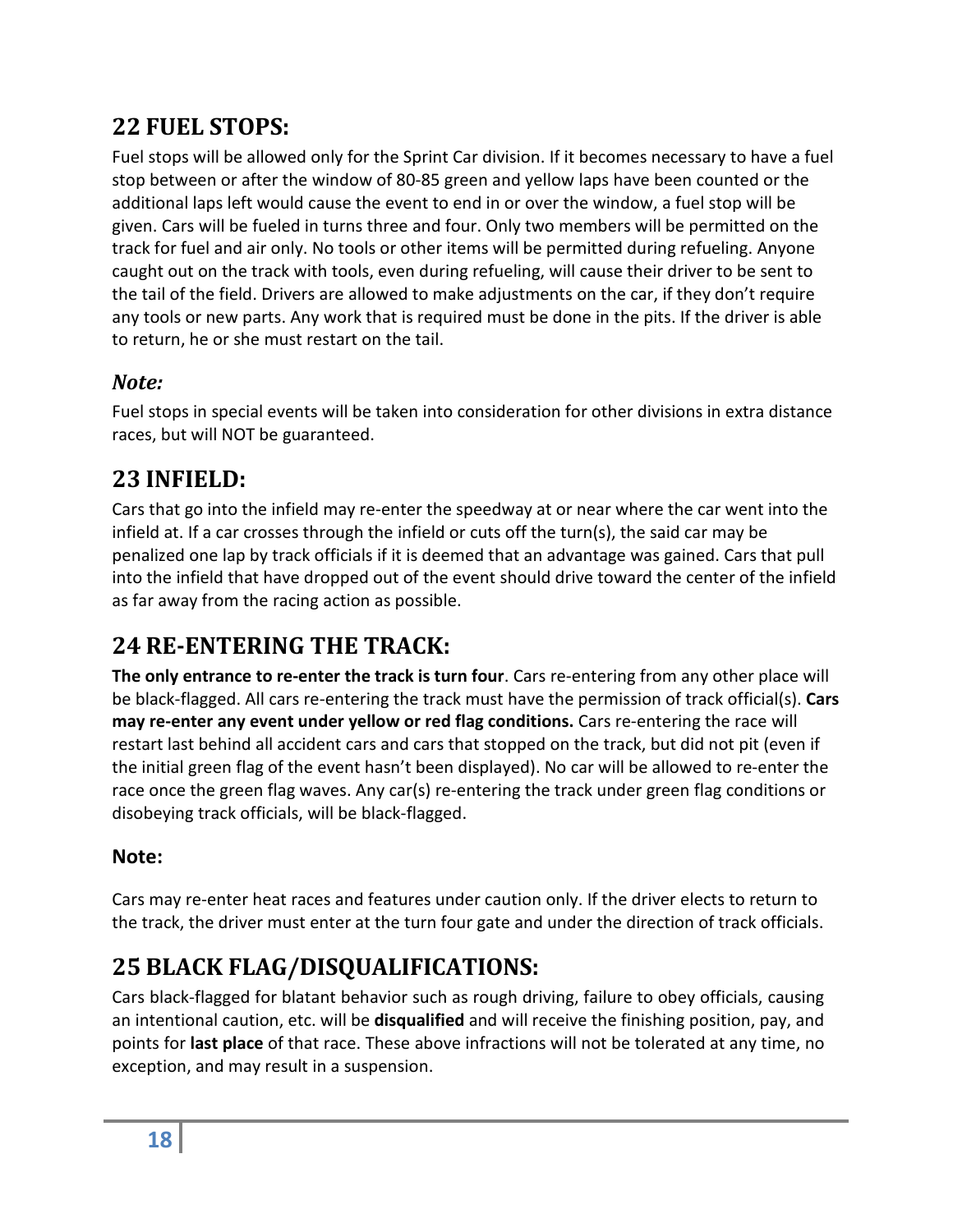## 22 FUEL STOPS:

Fuel stops will be allowed only for the Sprint Car division. If it becomes necessary to have a fuel stop between or after the window of 80-85 green and yellow laps have been counted or the additional laps left would cause the event to end in or over the window, a fuel stop will be given. Cars will be fueled in turns three and four. Only two members will be permitted on the track for fuel and air only. No tools or other items will be permitted during refueling. Anyone caught out on the track with tools, even during refueling, will cause their driver to be sent to the tail of the field. Drivers are allowed to make adjustments on the car, if they don't require any tools or new parts. Any work that is required must be done in the pits. If the driver is able to return, he or she must restart on the tail.

### *Note:*

Fuel stops in special events will be taken into consideration for other divisions in extra distance races, but will NOT be guaranteed.

## 23 INFIELD:

Cars that go into the infield may re-enter the speedway at or near where the car went into the infield at. If a car crosses through the infield or cuts off the turn(s), the said car may be penalized one lap by track officials if it is deemed that an advantage was gained. Cars that pull into the infield that have dropped out of the event should drive toward the center of the infield as far away from the racing action as possible.

## 24 RE-ENTERING THE TRACK:

**The only entrance to re-enter the track is turn four**. Cars re-entering from any other place will be black-flagged. All cars re-entering the track must have the permission of track official(s). **Cars may re-enter any event under yellow or red flag conditions.** Cars re-entering the race will restart last behind all accident cars and cars that stopped on the track, but did not pit (even if the initial green flag of the event hasn't been displayed). No car will be allowed to re-enter the race once the green flag waves. Any car(s) re-entering the track under green flag conditions or disobeying track officials, will be black-flagged.

### Note:

Cars may re-enter heat races and features under caution only. If the driver elects to return to the track, the driver must enter at the turn four gate and under the direction of track officials.

## 25 BLACK FLAG/DISQUALIFICATIONS:

Cars black-flagged for blatant behavior such as rough driving, failure to obey officials, causing an intentional caution, etc. will be **disqualified** and will receive the finishing position, pay, and points for **last place** of that race. These above infractions will not be tolerated at any time, no exception, and may result in a suspension.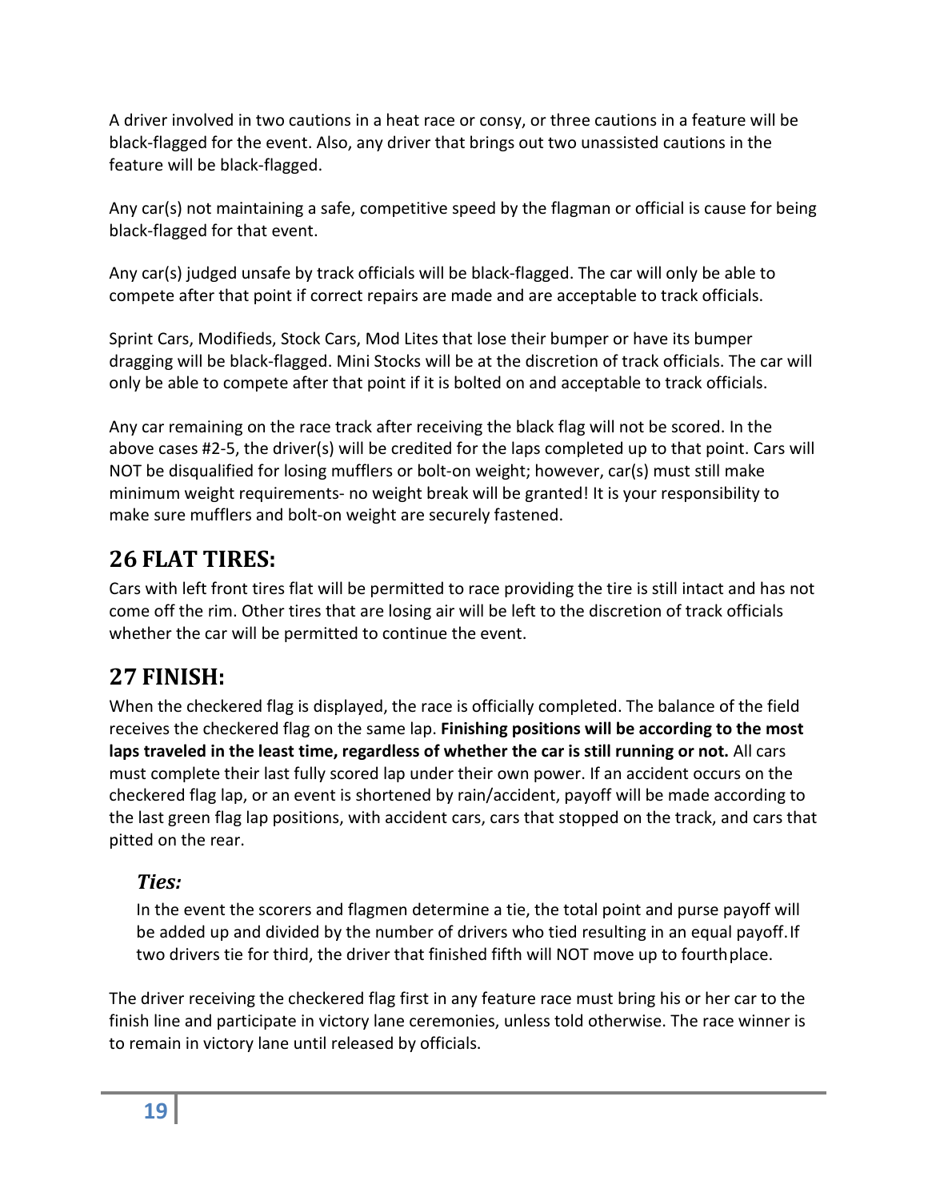A driver involved in two cautions in a heat race or consy, or three cautions in a feature will be black-flagged for the event. Also, any driver that brings out two unassisted cautions in the feature will be black-flagged.

Any car(s) not maintaining a safe, competitive speed by the flagman or official is cause for being black-flagged for that event.

Any car(s) judged unsafe by track officials will be black-flagged. The car will only be able to compete after that point if correct repairs are made and are acceptable to track officials.

Sprint Cars, Modifieds, Stock Cars, Mod Lites that lose their bumper or have its bumper dragging will be black-flagged. Mini Stocks will be at the discretion of track officials. The car will only be able to compete after that point if it is bolted on and acceptable to track officials.

Any car remaining on the race track after receiving the black flag will not be scored. In the above cases #2-5, the driver(s) will be credited for the laps completed up to that point. Cars will NOT be disqualified for losing mufflers or bolt-on weight; however, car(s) must still make minimum weight requirements- no weight break will be granted! It is your responsibility to make sure mufflers and bolt-on weight are securely fastened.

## 26 FLAT TIRES:

Cars with left front tires flat will be permitted to race providing the tire is still intact and has not come off the rim. Other tires that are losing air will be left to the discretion of track officials whether the car will be permitted to continue the event.

## 27 FINISH:

When the checkered flag is displayed, the race is officially completed. The balance of the field receives the checkered flag on the same lap. **Finishing positions will be according to the most laps traveled in the least time, regardless of whether the car is still running or not.** All cars must complete their last fully scored lap under their own power. If an accident occurs on the checkered flag lap, or an event is shortened by rain/accident, payoff will be made according to the last green flag lap positions, with accident cars, cars that stopped on the track, and cars that pitted on the rear.

### *Ties:*

In the event the scorers and flagmen determine a tie, the total point and purse payoff will be added up and divided by the number of drivers who tied resulting in an equal payoff. If two drivers tie for third, the driver that finished fifth will NOT move up to fourth place.

The driver receiving the checkered flag first in any feature race must bring his or her car to the finish line and participate in victory lane ceremonies, unless told otherwise. The race winner is to remain in victory lane until released by officials.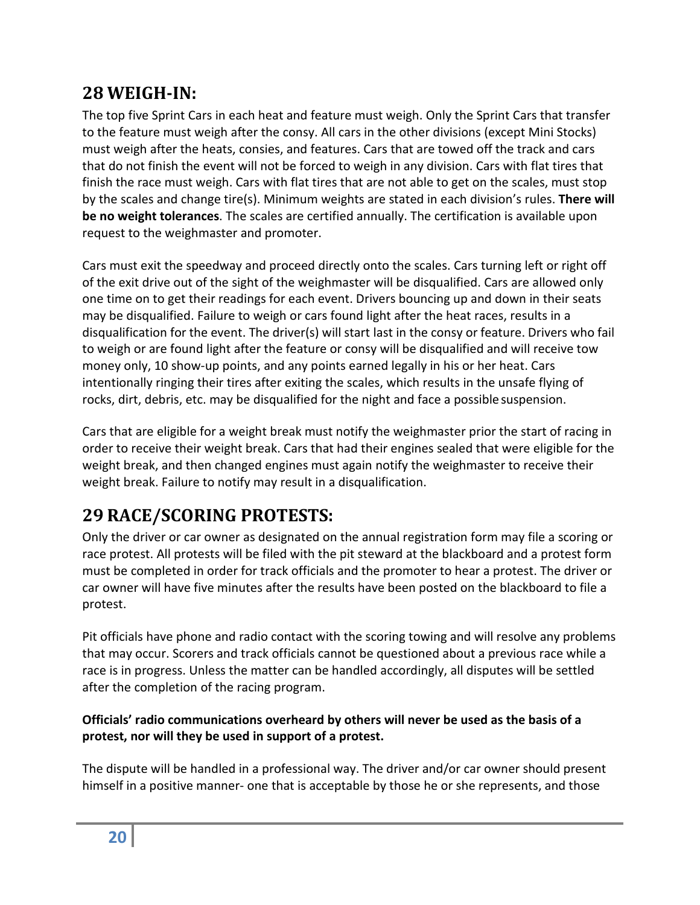## 28 WEIGH-IN:

The top five Sprint Cars in each heat and feature must weigh. Only the Sprint Cars that transfer to the feature must weigh after the consy. All cars in the other divisions (except Mini Stocks) must weigh after the heats, consies, and features. Cars that are towed off the track and cars that do not finish the event will not be forced to weigh in any division. Cars with flat tires that finish the race must weigh. Cars with flat tires that are not able to get on the scales, must stop by the scales and change tire(s). Minimum weights are stated in each division's rules. **There will be no weight tolerances**. The scales are certified annually. The certification is available upon request to the weighmaster and promoter.

Cars must exit the speedway and proceed directly onto the scales. Cars turning left or right off of the exit drive out of the sight of the weighmaster will be disqualified. Cars are allowed only one time on to get their readings for each event. Drivers bouncing up and down in their seats may be disqualified. Failure to weigh or cars found light after the heat races, results in a disqualification for the event. The driver(s) will start last in the consy or feature. Drivers who fail to weigh or are found light after the feature or consy will be disqualified and will receive tow money only, 10 show-up points, and any points earned legally in his or her heat. Cars intentionally ringing their tires after exiting the scales, which results in the unsafe flying of rocks, dirt, debris, etc. may be disqualified for the night and face a possible suspension.

Cars that are eligible for a weight break must notify the weighmaster prior the start of racing in order to receive their weight break. Cars that had their engines sealed that were eligible for the weight break, and then changed engines must again notify the weighmaster to receive their weight break. Failure to notify may result in a disqualification.

## 29 RACE/SCORING PROTESTS:

Only the driver or car owner as designated on the annual registration form may file a scoring or race protest. All protests will be filed with the pit steward at the blackboard and a protest form must be completed in order for track officials and the promoter to hear a protest. The driver or car owner will have five minutes after the results have been posted on the blackboard to file a protest.

Pit officials have phone and radio contact with the scoring towing and will resolve any problems that may occur. Scorers and track officials cannot be questioned about a previous race while a race is in progress. Unless the matter can be handled accordingly, all disputes will be settled after the completion of the racing program.

**Officials' radio communications overheard by others will never be used as the basis of a protest, nor will they be used in support of a protest.**

The dispute will be handled in a professional way. The driver and/or car owner should present himself in a positive manner- one that is acceptable by those he or she represents, and those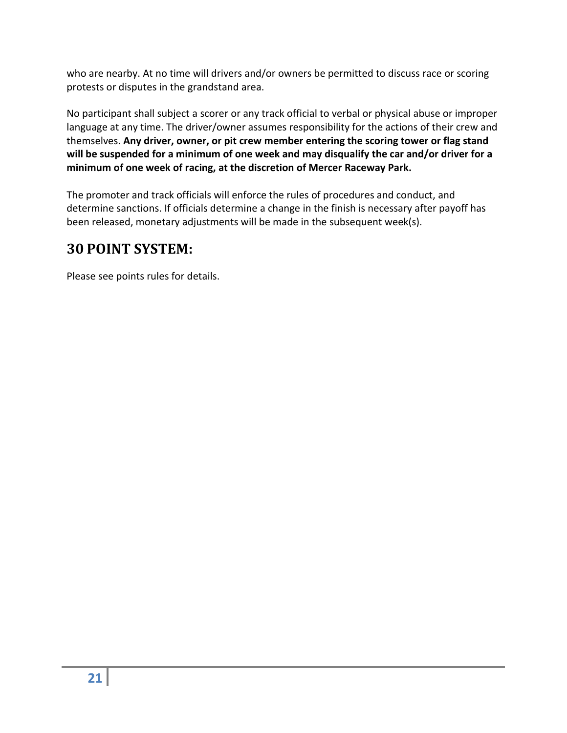who are nearby. At no time will drivers and/or owners be permitted to discuss race or scoring protests or disputes in the grandstand area.

No participant shall subject a scorer or any track official to verbal or physical abuse or improper language at any time. The driver/owner assumes responsibility for the actions of their crew and themselves. **Any driver, owner, or pit crew member entering the scoring tower or flag stand will be suspended for a minimum of one week and may disqualify the car and/or driver for a minimum of one week of racing, at the discretion of Mercer Raceway Park.**

The promoter and track officials will enforce the rules of procedures and conduct, and determine sanctions. If officials determine a change in the finish is necessary after payoff has been released, monetary adjustments will be made in the subsequent week(s).

## 30 POINT SYSTEM:

Please see points rules for details.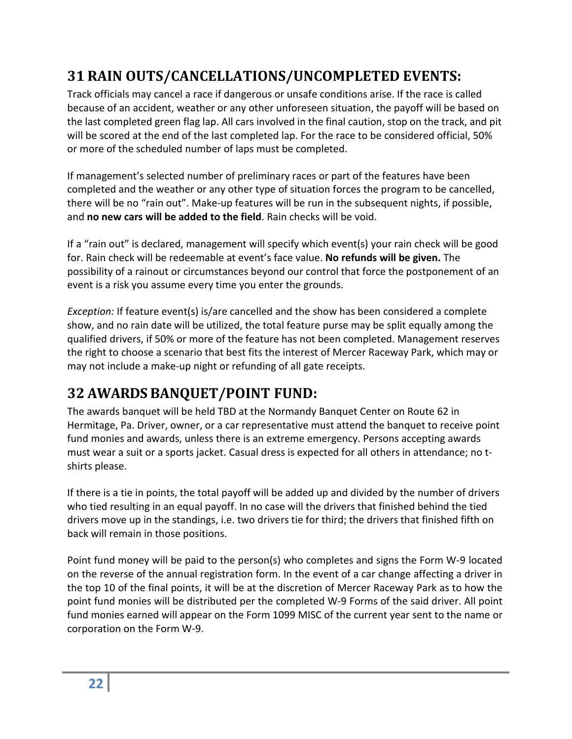## 31 RAIN OUTS/CANCELLATIONS/UNCOMPLETED EVENTS:

Track officials may cancel a race if dangerous or unsafe conditions arise. If the race is called because of an accident, weather or any other unforeseen situation, the payoff will be based on the last completed green flag lap. All cars involved in the final caution, stop on the track, and pit will be scored at the end of the last completed lap. For the race to be considered official, 50% or more of the scheduled number of laps must be completed.

If management's selected number of preliminary races or part of the features have been completed and the weather or any other type of situation forces the program to be cancelled, there will be no "rain out". Make-up features will be run in the subsequent nights, if possible, and **no new cars will be added to the field**. Rain checks will be void.

If a "rain out" is declared, management will specify which event(s) your rain check will be good for. Rain check will be redeemable at event's face value. **No refunds will be given.** The possibility of a rainout or circumstances beyond our control that force the postponement of an event is a risk you assume every time you enter the grounds.

*Exception:* If feature event(s) is/are cancelled and the show has been considered a complete show, and no rain date will be utilized, the total feature purse may be split equally among the qualified drivers, if 50% or more of the feature has not been completed. Management reserves the right to choose a scenario that best fits the interest of Mercer Raceway Park, which may or may not include a make-up night or refunding of all gate receipts.

## 32 AWARDS BANQUET/POINT FUND:

The awards banquet will be held TBD at the Normandy Banquet Center on Route 62 in Hermitage, Pa. Driver, owner, or a car representative must attend the banquet to receive point fund monies and awards, unless there is an extreme emergency. Persons accepting awards must wear a suit or a sports jacket. Casual dress is expected for all others in attendance; no t-shirts please.

If there is a tie in points, the total payoff will be added up and divided by the number of drivers who tied resulting in an equal payoff. In no case will the drivers that finished behind the tied drivers move up in the standings, i.e. two drivers tie for third; the drivers that finished fifth on back will remain in those positions.

Point fund money will be paid to the person(s) who completes and signs the Form W-9 located on the reverse of the annual registration form. In the event of a car change affecting a driver in the top 10 of the final points, it will be at the discretion of Mercer Raceway Park as to how the point fund monies will be distributed per the completed W-9 Forms of the said driver. All point fund monies earned will appear on the Form 1099 MISC of the current year sent to the name or corporation on the Form W-9.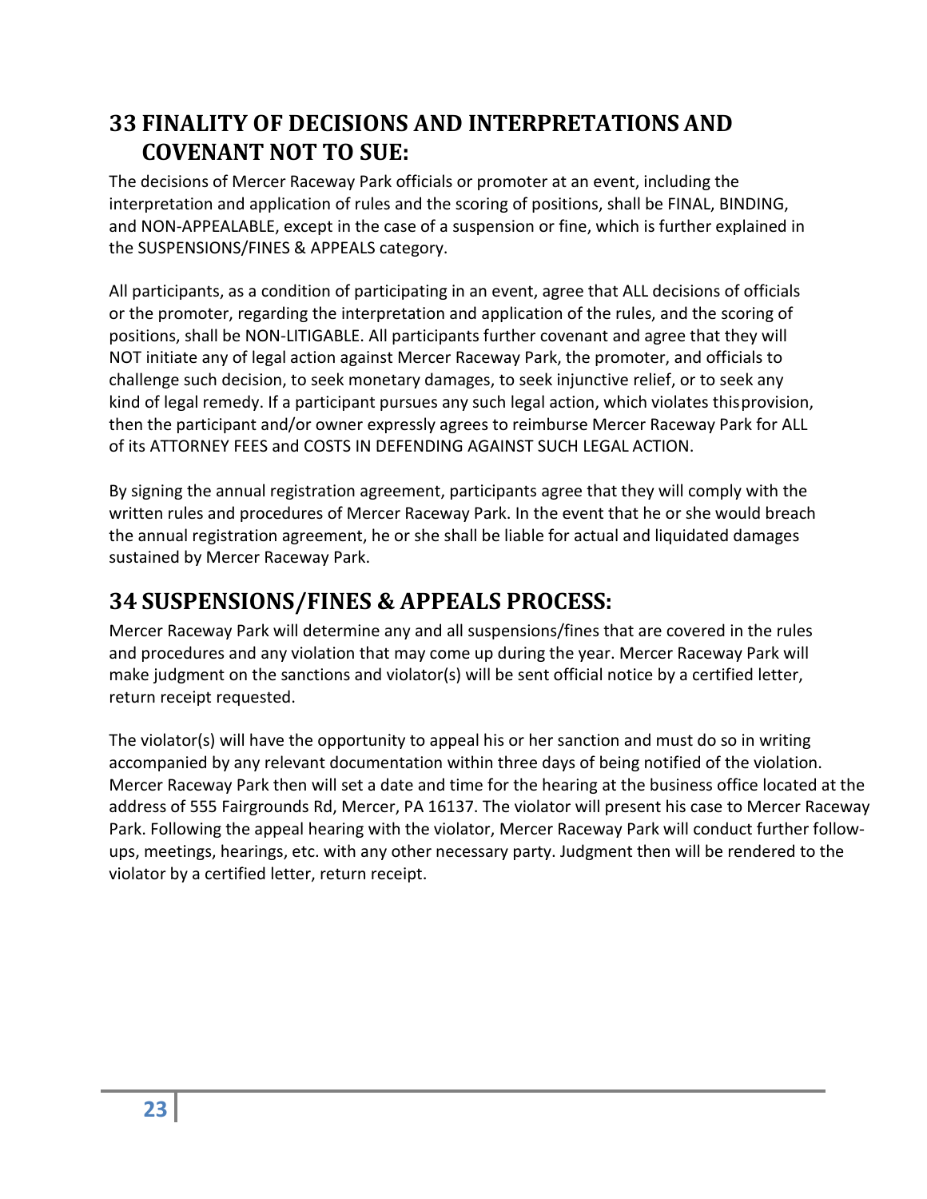## 33 FINALITY OF DECISIONS AND INTERPRETATIONS AND COVENANT NOT TO SUE:

The decisions of Mercer Raceway Park officials or promoter at an event, including the interpretation and application of rules and the scoring of positions, shall be FINAL, BINDING, and NON-APPEALABLE, except in the case of a suspension or fine, which is further explained in the SUSPENSIONS/FINES & APPEALS category.

All participants, as a condition of participating in an event, agree that ALL decisions of officials or the promoter, regarding the interpretation and application of the rules, and the scoring of positions, shall be NON-LITIGABLE. All participants further covenant and agree that they will NOT initiate any of legal action against Mercer Raceway Park, the promoter, and officials to challenge such decision, to seek monetary damages, to seek injunctive relief, or to seek any kind of legal remedy. If a participant pursues any such legal action, which violates thisprovision, then the participant and/or owner expressly agrees to reimburse Mercer Raceway Park for ALL of its ATTORNEY FEES and COSTS IN DEFENDING AGAINST SUCH LEGAL ACTION.

By signing the annual registration agreement, participants agree that they will comply with the written rules and procedures of Mercer Raceway Park. In the event that he or she would breach the annual registration agreement, he or she shall be liable for actual and liquidated damages sustained by Mercer Raceway Park.

## 34 SUSPENSIONS/FINES & APPEALS PROCESS:

Mercer Raceway Park will determine any and all suspensions/fines that are covered in the rules and procedures and any violation that may come up during the year. Mercer Raceway Park will make judgment on the sanctions and violator(s) will be sent official notice by a certified letter, return receipt requested.

The violator(s) will have the opportunity to appeal his or her sanction and must do so in writing accompanied by any relevant documentation within three days of being notified of the violation. Mercer Raceway Park then will set a date and time for the hearing at the business office located at the address of 555 Fairgrounds Rd, Mercer, PA 16137. The violator will present his case to Mercer Raceway Park. Following the appeal hearing with the violator, Mercer Raceway Park will conduct further follow-ups, meetings, hearings, etc. with any other necessary party. Judgment then will be rendered to the violator by a certified letter, return receipt.